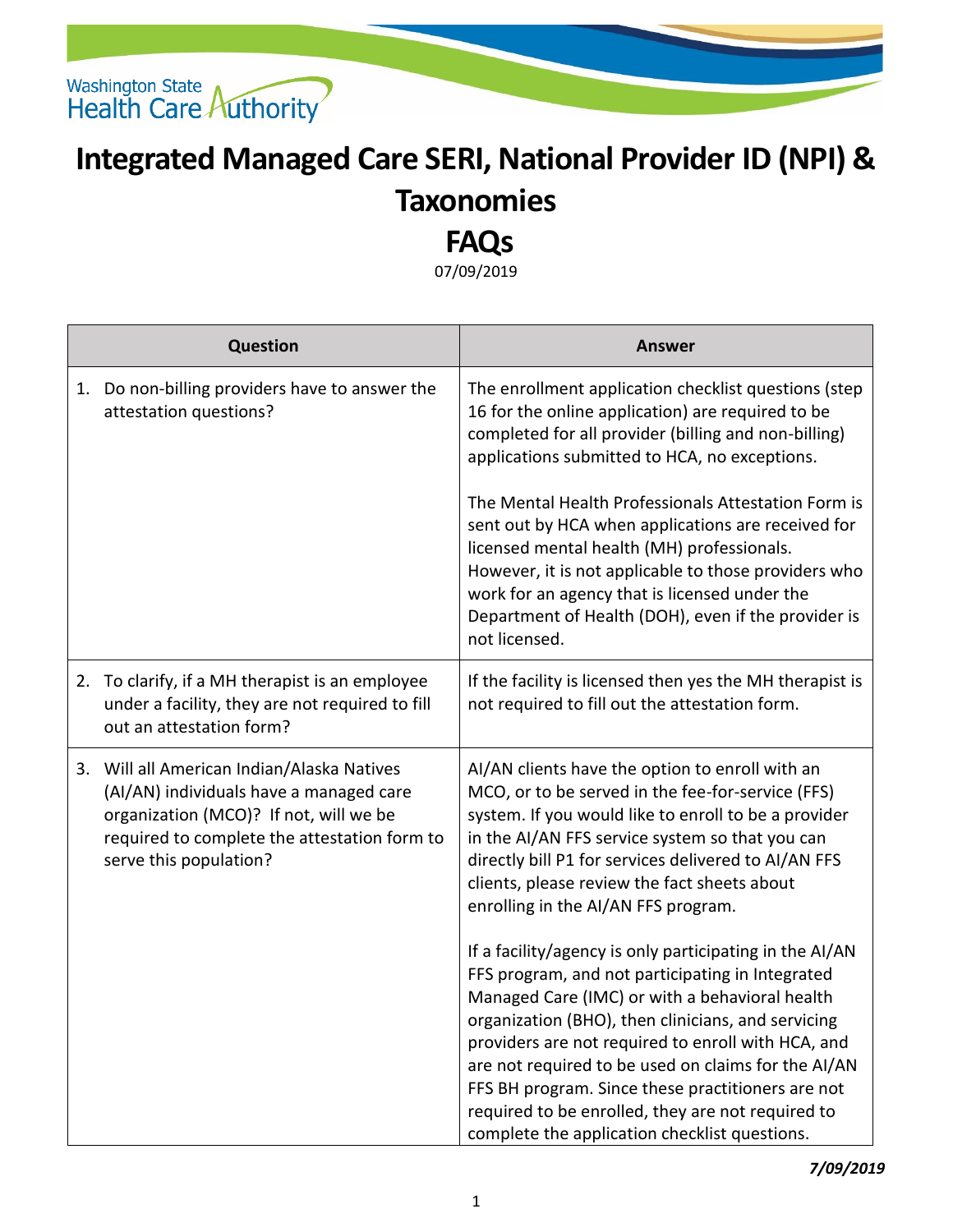# Integrated Managed Care SERI, National Provider ID (NPI) & Taxonomies

## FAQs

07/09/2019

| Question | Answer |
|---|---|
| 1. Do non-billing providers have to answer the attestation questions? | The enrollment application checklist questions (step 16 for the online application) are required to be completed for all provider (billing and non-billing) applications submitted to HCA, no exceptions.<br><br>The Mental Health Professionals Attestation Form is sent out by HCA when applications are received for licensed mental health (MH) professionals. However, it is not applicable to those providers who work for an agency that is licensed under the Department of Health (DOH), even if the provider is not licensed. |
| 2. To clarify, if a MH therapist is an employee under a facility, they are not required to fill out an attestation form? | If the facility is licensed then yes the MH therapist is not required to fill out the attestation form. |
| 3. Will all American Indian/Alaska Natives (AI/AN) individuals have a managed care organization (MCO)? If not, will we be required to complete the attestation form to serve this population? | AI/AN clients have the option to enroll with an MCO, or to be served in the fee-for-service (FFS) system. If you would like to enroll to be a provider in the AI/AN FFS service system so that you can directly bill P1 for services delivered to AI/AN FFS clients, please review the fact sheets about enrolling in the AI/AN FFS program.<br><br>If a facility/agency is only participating in the AI/AN FFS program, and not participating in Integrated Managed Care (IMC) or with a behavioral health organization (BHO), then clinicians, and servicing providers are not required to enroll with HCA, and are not required to be used on claims for the AI/AN FFS BH program. Since these practitioners are not required to be enrolled, they are not required to complete the application checklist questions. |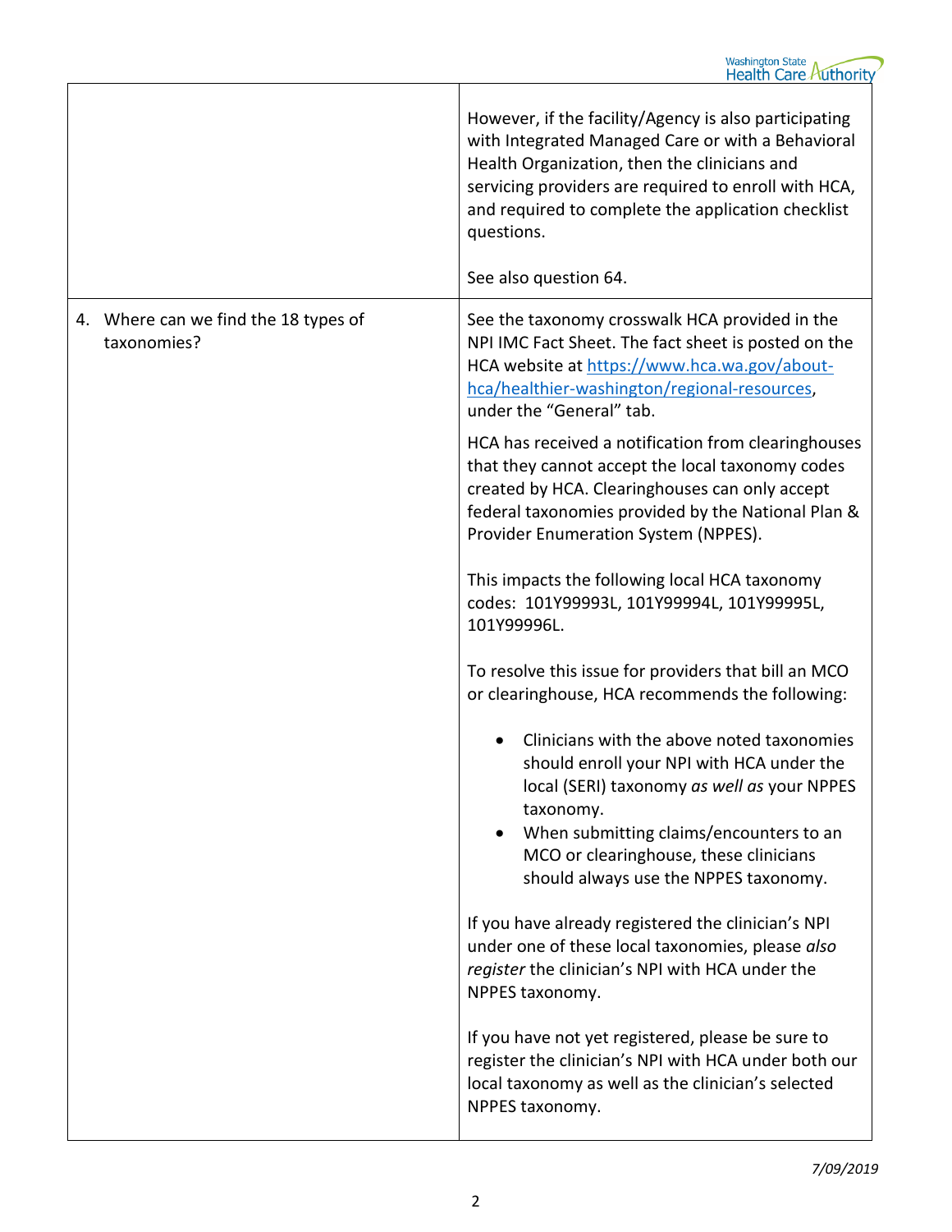| | |
|---|---|
| | However, if the facility/Agency is also participating with Integrated Managed Care or with a Behavioral Health Organization, then the clinicians and servicing providers are required to enroll with HCA, and required to complete the application checklist questions.<br><br>See also question 64. |
| 4. Where can we find the 18 types of taxonomies? | See the taxonomy crosswalk HCA provided in the NPI IMC Fact Sheet. The fact sheet is posted on the HCA website at [https://www.hca.wa.gov/about-hca/healthier-washington/regional-resources](https://www.hca.wa.gov/about-hca/healthier-washington/regional-resources), under the "General" tab.<br><br>HCA has received a notification from clearinghouses that they cannot accept the local taxonomy codes created by HCA. Clearinghouses can only accept federal taxonomies provided by the National Plan & Provider Enumeration System (NPPES).<br><br>This impacts the following local HCA taxonomy codes: 101Y99993L, 101Y99994L, 101Y99995L, 101Y99996L.<br><br>To resolve this issue for providers that bill an MCO or clearinghouse, HCA recommends the following:<br><br>• Clinicians with the above noted taxonomies should enroll your NPI with HCA under the local (SERI) taxonomy *as well as* your NPPES taxonomy.<br>• When submitting claims/encounters to an MCO or clearinghouse, these clinicians should always use the NPPES taxonomy.<br><br>If you have already registered the clinician's NPI under one of these local taxonomies, please *also register* the clinician's NPI with HCA under the NPPES taxonomy.<br><br>If you have not yet registered, please be sure to register the clinician's NPI with HCA under both our local taxonomy as well as the clinician's selected NPPES taxonomy. |

*7/09/2019*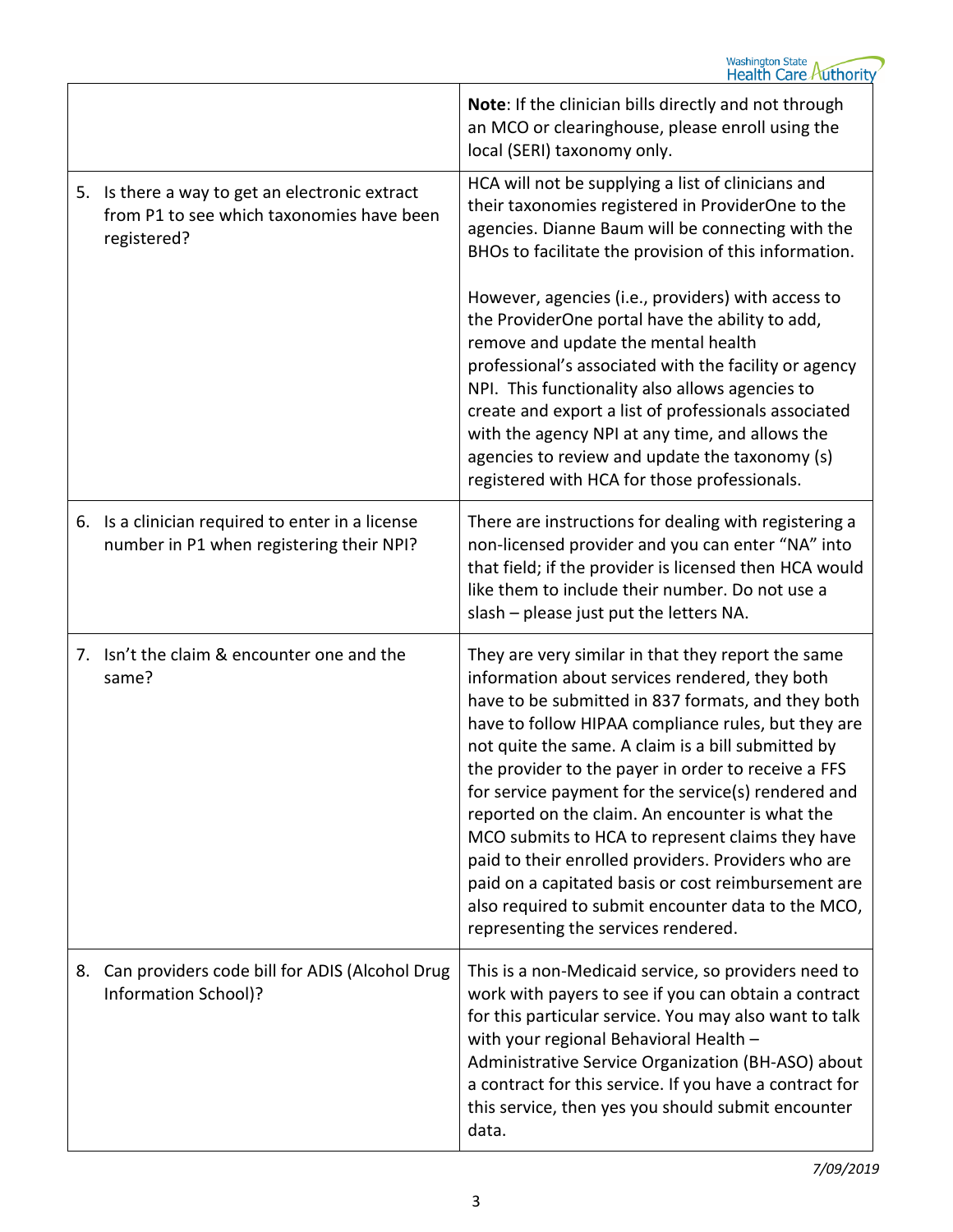| | |
|---|---|
| | **Note**: If the clinician bills directly and not through an MCO or clearinghouse, please enroll using the local (SERI) taxonomy only. |
| 5. Is there a way to get an electronic extract from P1 to see which taxonomies have been registered? | HCA will not be supplying a list of clinicians and their taxonomies registered in ProviderOne to the agencies. Dianne Baum will be connecting with the BHOs to facilitate the provision of this information.<br><br>However, agencies (i.e., providers) with access to the ProviderOne portal have the ability to add, remove and update the mental health professional's associated with the facility or agency NPI. This functionality also allows agencies to create and export a list of professionals associated with the agency NPI at any time, and allows the agencies to review and update the taxonomy (s) registered with HCA for those professionals. |
| 6. Is a clinician required to enter in a license number in P1 when registering their NPI? | There are instructions for dealing with registering a non-licensed provider and you can enter "NA" into that field; if the provider is licensed then HCA would like them to include their number. Do not use a slash – please just put the letters NA. |
| 7. Isn't the claim & encounter one and the same? | They are very similar in that they report the same information about services rendered, they both have to be submitted in 837 formats, and they both have to follow HIPAA compliance rules, but they are not quite the same. A claim is a bill submitted by the provider to the payer in order to receive a FFS for service payment for the service(s) rendered and reported on the claim. An encounter is what the MCO submits to HCA to represent claims they have paid to their enrolled providers. Providers who are paid on a capitated basis or cost reimbursement are also required to submit encounter data to the MCO, representing the services rendered. |
| 8. Can providers code bill for ADIS (Alcohol Drug Information School)? | This is a non-Medicaid service, so providers need to work with payers to see if you can obtain a contract for this particular service. You may also want to talk with your regional Behavioral Health – Administrative Service Organization (BH-ASO) about a contract for this service. If you have a contract for this service, then yes you should submit encounter data. |

*7/09/2019*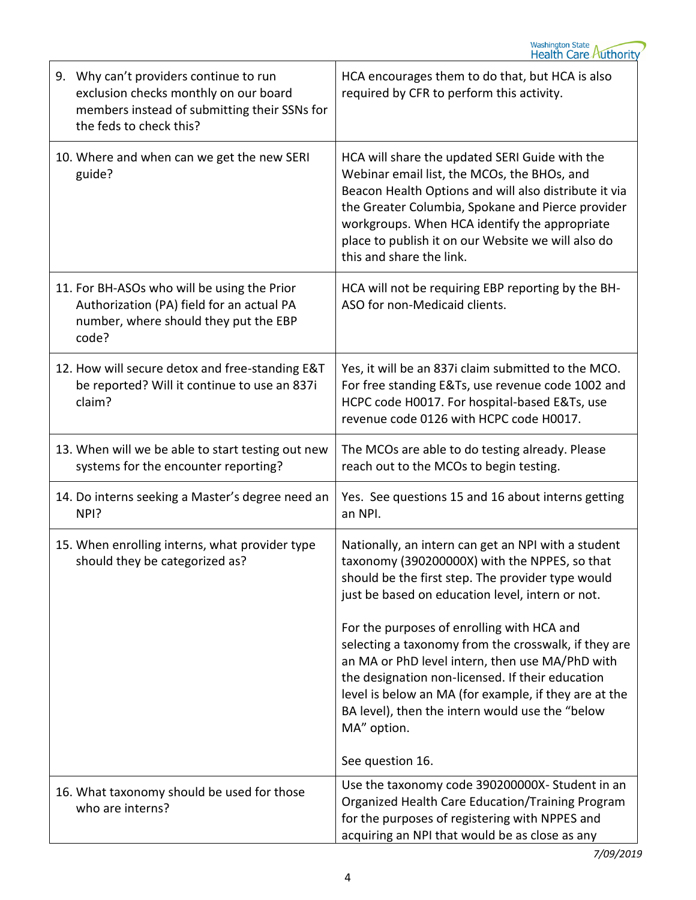| | |
|---|---|
| 9. Why can't providers continue to run exclusion checks monthly on our board members instead of submitting their SSNs for the feds to check this? | HCA encourages them to do that, but HCA is also required by CFR to perform this activity. |
| 10. Where and when can we get the new SERI guide? | HCA will share the updated SERI Guide with the Webinar email list, the MCOs, the BHOs, and Beacon Health Options and will also distribute it via the Greater Columbia, Spokane and Pierce provider workgroups. When HCA identify the appropriate place to publish it on our Website we will also do this and share the link. |
| 11. For BH-ASOs who will be using the Prior Authorization (PA) field for an actual PA number, where should they put the EBP code? | HCA will not be requiring EBP reporting by the BH-ASO for non-Medicaid clients. |
| 12. How will secure detox and free-standing E&T be reported? Will it continue to use an 837i claim? | Yes, it will be an 837i claim submitted to the MCO. For free standing E&Ts, use revenue code 1002 and HCPC code H0017. For hospital-based E&Ts, use revenue code 0126 with HCPC code H0017. |
| 13. When will we be able to start testing out new systems for the encounter reporting? | The MCOs are able to do testing already. Please reach out to the MCOs to begin testing. |
| 14. Do interns seeking a Master's degree need an NPI? | Yes. See questions 15 and 16 about interns getting an NPI. |
| 15. When enrolling interns, what provider type should they be categorized as? | Nationally, an intern can get an NPI with a student taxonomy (390200000X) with the NPPES, so that should be the first step. The provider type would just be based on education level, intern or not.<br><br>For the purposes of enrolling with HCA and selecting a taxonomy from the crosswalk, if they are an MA or PhD level intern, then use MA/PhD with the designation non-licensed. If their education level is below an MA (for example, if they are at the BA level), then the intern would use the "below MA" option.<br><br>See question 16. |
| 16. What taxonomy should be used for those who are interns? | Use the taxonomy code 390200000X- Student in an Organized Health Care Education/Training Program for the purposes of registering with NPPES and acquiring an NPI that would be as close as any |

*7/09/2019*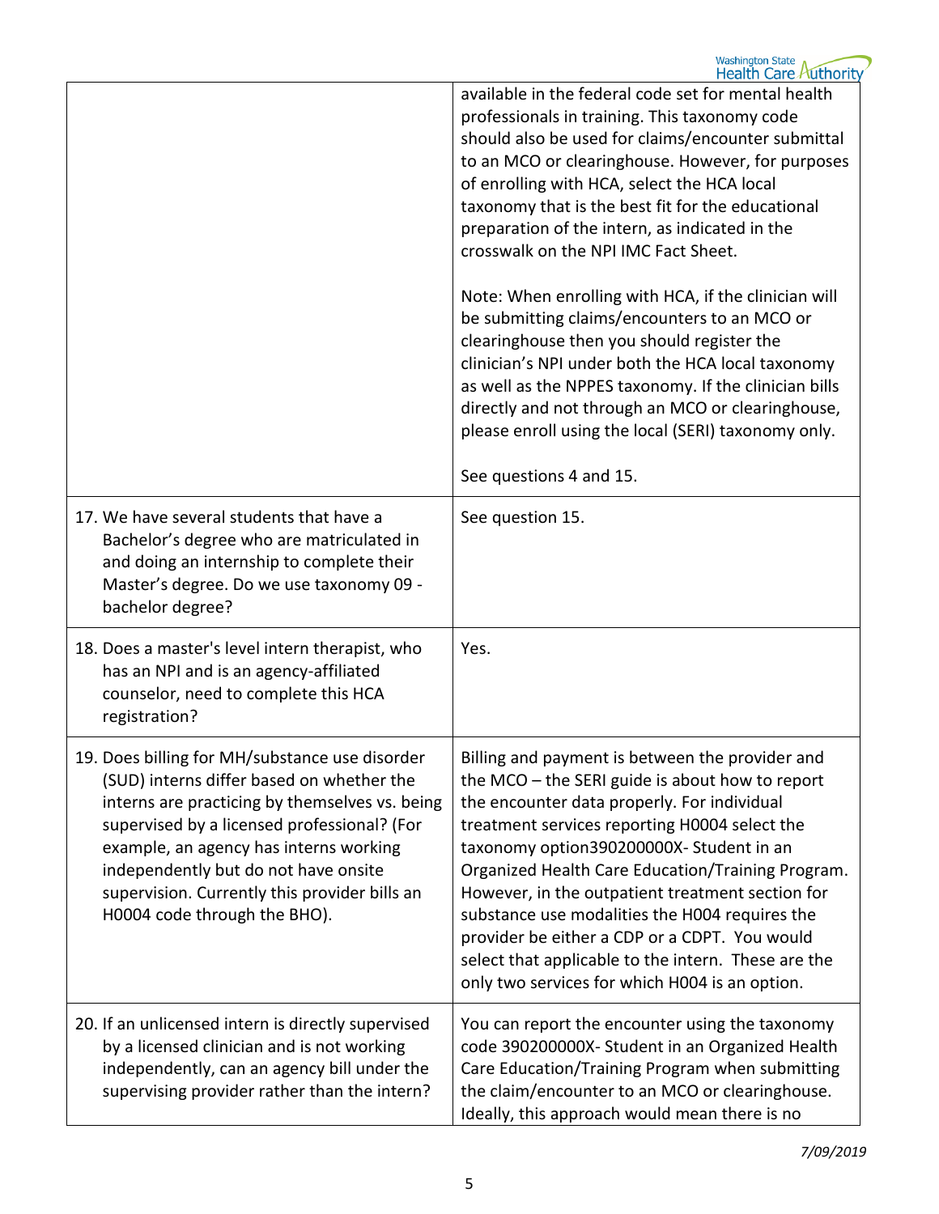| | |
|---|---|
| | available in the federal code set for mental health professionals in training. This taxonomy code should also be used for claims/encounter submittal to an MCO or clearinghouse. However, for purposes of enrolling with HCA, select the HCA local taxonomy that is the best fit for the educational preparation of the intern, as indicated in the crosswalk on the NPI IMC Fact Sheet.<br><br>Note: When enrolling with HCA, if the clinician will be submitting claims/encounters to an MCO or clearinghouse then you should register the clinician's NPI under both the HCA local taxonomy as well as the NPPES taxonomy. If the clinician bills directly and not through an MCO or clearinghouse, please enroll using the local (SERI) taxonomy only.<br><br>See questions 4 and 15. |
| 17. We have several students that have a Bachelor's degree who are matriculated in and doing an internship to complete their Master's degree. Do we use taxonomy 09 - bachelor degree? | See question 15. |
| 18. Does a master's level intern therapist, who has an NPI and is an agency-affiliated counselor, need to complete this HCA registration? | Yes. |
| 19. Does billing for MH/substance use disorder (SUD) interns differ based on whether the interns are practicing by themselves vs. being supervised by a licensed professional? (For example, an agency has interns working independently but do not have onsite supervision. Currently this provider bills an H0004 code through the BHO). | Billing and payment is between the provider and the MCO – the SERI guide is about how to report the encounter data properly. For individual treatment services reporting H0004 select the taxonomy option390200000X- Student in an Organized Health Care Education/Training Program. However, in the outpatient treatment section for substance use modalities the H004 requires the provider be either a CDP or a CDPT. You would select that applicable to the intern. These are the only two services for which H004 is an option. |
| 20. If an unlicensed intern is directly supervised by a licensed clinician and is not working independently, can an agency bill under the supervising provider rather than the intern? | You can report the encounter using the taxonomy code 390200000X- Student in an Organized Health Care Education/Training Program when submitting the claim/encounter to an MCO or clearinghouse. Ideally, this approach would mean there is no |

*7/09/2019*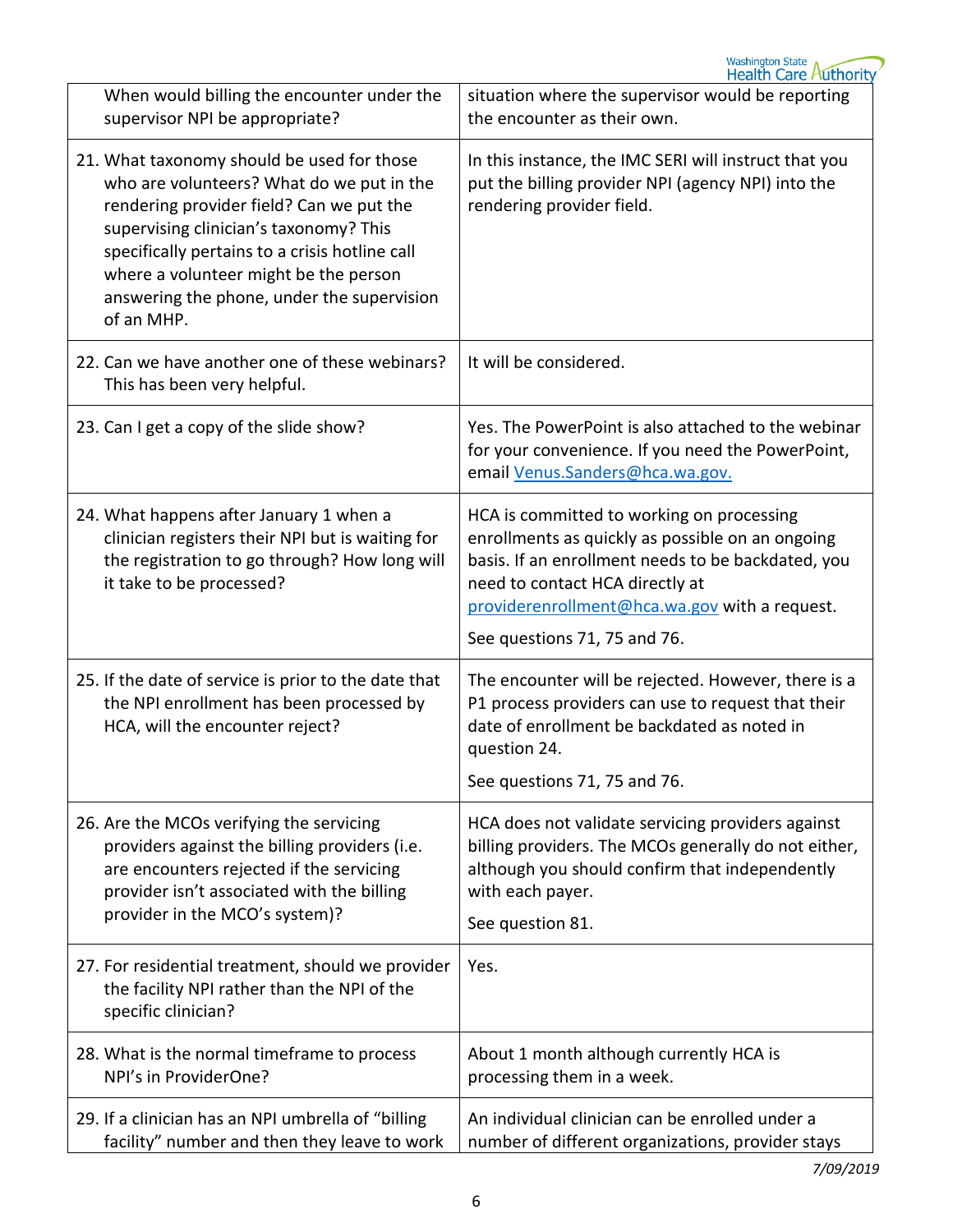| | |
|---|---|
| When would billing the encounter under the supervisor NPI be appropriate? | situation where the supervisor would be reporting the encounter as their own. |
| 21. What taxonomy should be used for those who are volunteers? What do we put in the rendering provider field? Can we put the supervising clinician's taxonomy? This specifically pertains to a crisis hotline call where a volunteer might be the person answering the phone, under the supervision of an MHP. | In this instance, the IMC SERI will instruct that you put the billing provider NPI (agency NPI) into the rendering provider field. |
| 22. Can we have another one of these webinars? This has been very helpful. | It will be considered. |
| 23. Can I get a copy of the slide show? | Yes. The PowerPoint is also attached to the webinar for your convenience. If you need the PowerPoint, email Venus.Sanders@hca.wa.gov. |
| 24. What happens after January 1 when a clinician registers their NPI but is waiting for the registration to go through? How long will it take to be processed? | HCA is committed to working on processing enrollments as quickly as possible on an ongoing basis. If an enrollment needs to be backdated, you need to contact HCA directly at providerenrollment@hca.wa.gov with a request.<br><br>See questions 71, 75 and 76. |
| 25. If the date of service is prior to the date that the NPI enrollment has been processed by HCA, will the encounter reject? | The encounter will be rejected. However, there is a P1 process providers can use to request that their date of enrollment be backdated as noted in question 24.<br><br>See questions 71, 75 and 76. |
| 26. Are the MCOs verifying the servicing providers against the billing providers (i.e. are encounters rejected if the servicing provider isn't associated with the billing provider in the MCO's system)? | HCA does not validate servicing providers against billing providers. The MCOs generally do not either, although you should confirm that independently with each payer.<br><br>See question 81. |
| 27. For residential treatment, should we provider the facility NPI rather than the NPI of the specific clinician? | Yes. |
| 28. What is the normal timeframe to process NPI's in ProviderOne? | About 1 month although currently HCA is processing them in a week. |
| 29. If a clinician has an NPI umbrella of "billing facility" number and then they leave to work | An individual clinician can be enrolled under a number of different organizations, provider stays |

*7/09/2019*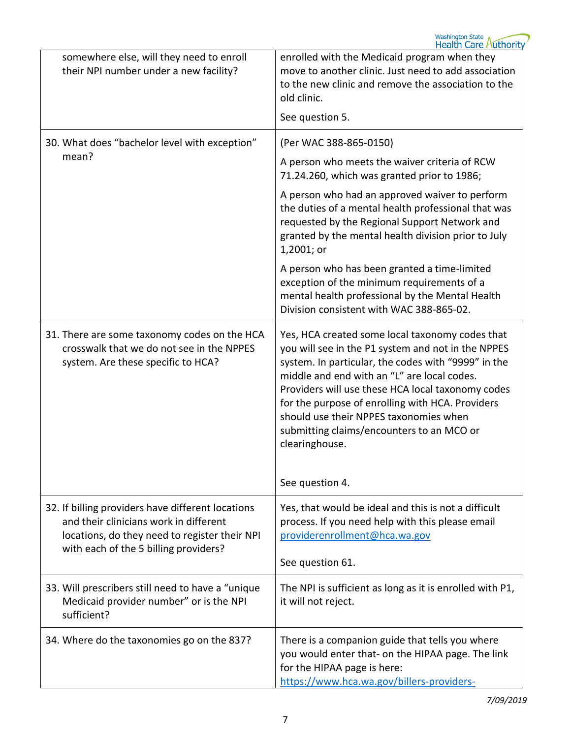| | |
|---|---|
| somewhere else, will they need to enroll their NPI number under a new facility? | enrolled with the Medicaid program when they move to another clinic. Just need to add association to the new clinic and remove the association to the old clinic.<br><br>See question 5. |
| 30. What does "bachelor level with exception" mean? | (Per WAC 388-865-0150)<br><br>A person who meets the waiver criteria of RCW 71.24.260, which was granted prior to 1986;<br><br>A person who had an approved waiver to perform the duties of a mental health professional that was requested by the Regional Support Network and granted by the mental health division prior to July 1,2001; or<br><br>A person who has been granted a time-limited exception of the minimum requirements of a mental health professional by the Mental Health Division consistent with WAC 388-865-02. |
| 31. There are some taxonomy codes on the HCA crosswalk that we do not see in the NPPES system. Are these specific to HCA? | Yes, HCA created some local taxonomy codes that you will see in the P1 system and not in the NPPES system. In particular, the codes with "9999" in the middle and end with an "L" are local codes. Providers will use these HCA local taxonomy codes for the purpose of enrolling with HCA. Providers should use their NPPES taxonomies when submitting claims/encounters to an MCO or clearinghouse.<br><br>See question 4. |
| 32. If billing providers have different locations and their clinicians work in different locations, do they need to register their NPI with each of the 5 billing providers? | Yes, that would be ideal and this is not a difficult process. If you need help with this please email providerenrollment@hca.wa.gov<br><br>See question 61. |
| 33. Will prescribers still need to have a "unique Medicaid provider number" or is the NPI sufficient? | The NPI is sufficient as long as it is enrolled with P1, it will not reject. |
| 34. Where do the taxonomies go on the 837? | There is a companion guide that tells you where you would enter that- on the HIPAA page. The link for the HIPAA page is here: https://www.hca.wa.gov/billers-providers- |

*7/09/2019*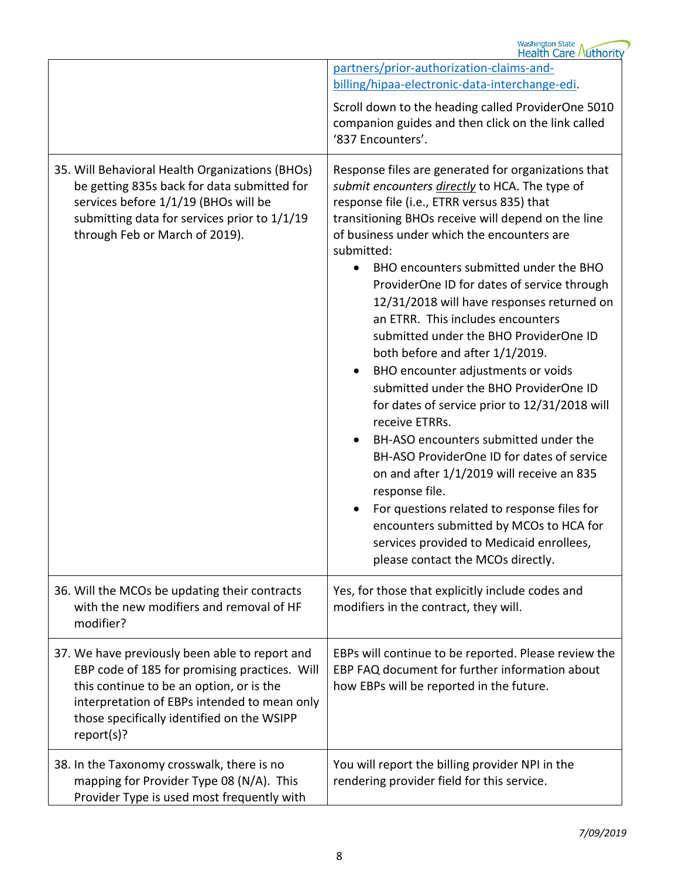| | |
|---|---|
| | partners/prior-authorization-claims-and-billing/hipaa-electronic-data-interchange-edi.<br><br>Scroll down to the heading called ProviderOne 5010 companion guides and then click on the link called '837 Encounters'. |
| 35. Will Behavioral Health Organizations (BHOs) be getting 835s back for data submitted for services before 1/1/19 (BHOs will be submitting data for services prior to 1/1/19 through Feb or March of 2019). | Response files are generated for organizations that *submit encounters* ***directly*** to HCA. The type of response file (i.e., ETRR versus 835) that transitioning BHOs receive will depend on the line of business under which the encounters are submitted:<br>• BHO encounters submitted under the BHO ProviderOne ID for dates of service through 12/31/2018 will have responses returned on an ETRR. This includes encounters submitted under the BHO ProviderOne ID both before and after 1/1/2019.<br>• BHO encounter adjustments or voids submitted under the BHO ProviderOne ID for dates of service prior to 12/31/2018 will receive ETRRs.<br>• BH-ASO encounters submitted under the BH-ASO ProviderOne ID for dates of service on and after 1/1/2019 will receive an 835 response file.<br>• For questions related to response files for encounters submitted by MCOs to HCA for services provided to Medicaid enrollees, please contact the MCOs directly. |
| 36. Will the MCOs be updating their contracts with the new modifiers and removal of HF modifier? | Yes, for those that explicitly include codes and modifiers in the contract, they will. |
| 37. We have previously been able to report and EBP code of 185 for promising practices. Will this continue to be an option, or is the interpretation of EBPs intended to mean only those specifically identified on the WSIPP report(s)? | EBPs will continue to be reported. Please review the EBP FAQ document for further information about how EBPs will be reported in the future. |
| 38. In the Taxonomy crosswalk, there is no mapping for Provider Type 08 (N/A). This Provider Type is used most frequently with | You will report the billing provider NPI in the rendering provider field for this service. |

*7/09/2019*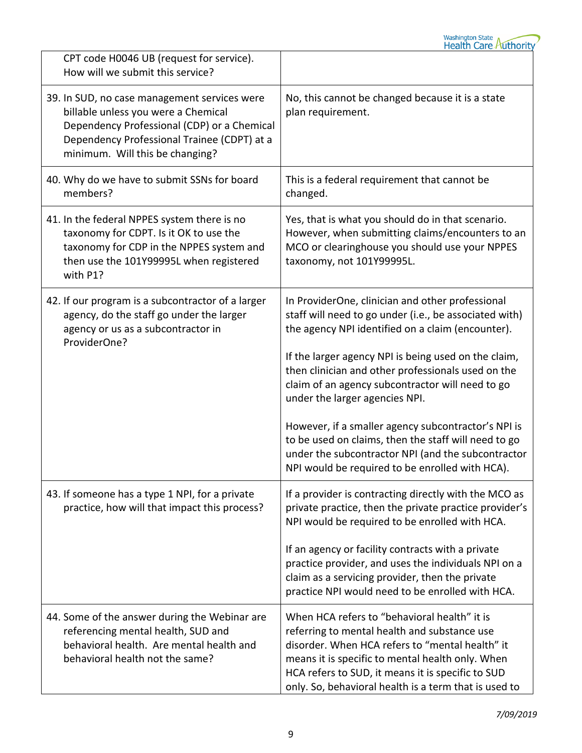| | |
|---|---|
| CPT code H0046 UB (request for service). How will we submit this service? | |
| 39. In SUD, no case management services were billable unless you were a Chemical Dependency Professional (CDP) or a Chemical Dependency Professional Trainee (CDPT) at a minimum. Will this be changing? | No, this cannot be changed because it is a state plan requirement. |
| 40. Why do we have to submit SSNs for board members? | This is a federal requirement that cannot be changed. |
| 41. In the federal NPPES system there is no taxonomy for CDPT. Is it OK to use the taxonomy for CDP in the NPPES system and then use the 101Y99995L when registered with P1? | Yes, that is what you should do in that scenario. However, when submitting claims/encounters to an MCO or clearinghouse you should use your NPPES taxonomy, not 101Y99995L. |
| 42. If our program is a subcontractor of a larger agency, do the staff go under the larger agency or us as a subcontractor in ProviderOne? | In ProviderOne, clinician and other professional staff will need to go under (i.e., be associated with) the agency NPI identified on a claim (encounter).<br><br>If the larger agency NPI is being used on the claim, then clinician and other professionals used on the claim of an agency subcontractor will need to go under the larger agencies NPI.<br><br>However, if a smaller agency subcontractor's NPI is to be used on claims, then the staff will need to go under the subcontractor NPI (and the subcontractor NPI would be required to be enrolled with HCA). |
| 43. If someone has a type 1 NPI, for a private practice, how will that impact this process? | If a provider is contracting directly with the MCO as private practice, then the private practice provider's NPI would be required to be enrolled with HCA.<br><br>If an agency or facility contracts with a private practice provider, and uses the individuals NPI on a claim as a servicing provider, then the private practice NPI would need to be enrolled with HCA. |
| 44. Some of the answer during the Webinar are referencing mental health, SUD and behavioral health. Are mental health and behavioral health not the same? | When HCA refers to "behavioral health" it is referring to mental health and substance use disorder. When HCA refers to "mental health" it means it is specific to mental health only. When HCA refers to SUD, it means it is specific to SUD only. So, behavioral health is a term that is used to |

*7/09/2019*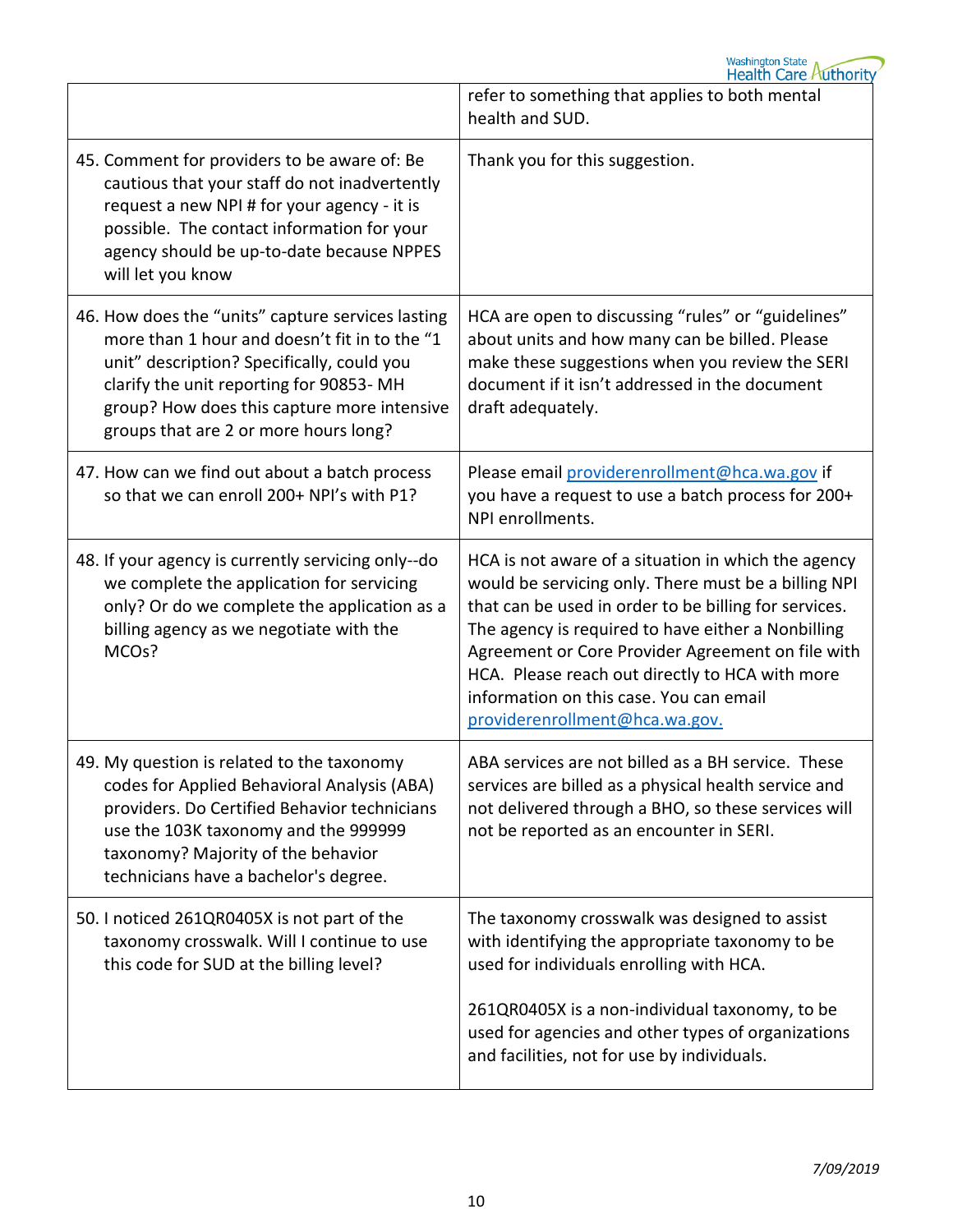| | |
|---|---|
| | refer to something that applies to both mental health and SUD. |
| 45. Comment for providers to be aware of: Be cautious that your staff do not inadvertently request a new NPI # for your agency - it is possible. The contact information for your agency should be up-to-date because NPPES will let you know | Thank you for this suggestion. |
| 46. How does the “units” capture services lasting more than 1 hour and doesn’t fit in to the “1 unit” description? Specifically, could you clarify the unit reporting for 90853- MH group? How does this capture more intensive groups that are 2 or more hours long? | HCA are open to discussing “rules” or “guidelines” about units and how many can be billed. Please make these suggestions when you review the SERI document if it isn’t addressed in the document draft adequately. |
| 47. How can we find out about a batch process so that we can enroll 200+ NPI’s with P1? | Please email providerenrollment@hca.wa.gov if you have a request to use a batch process for 200+ NPI enrollments. |
| 48. If your agency is currently servicing only--do we complete the application for servicing only? Or do we complete the application as a billing agency as we negotiate with the MCOs? | HCA is not aware of a situation in which the agency would be servicing only. There must be a billing NPI that can be used in order to be billing for services. The agency is required to have either a Nonbilling Agreement or Core Provider Agreement on file with HCA. Please reach out directly to HCA with more information on this case. You can email providerenrollment@hca.wa.gov. |
| 49. My question is related to the taxonomy codes for Applied Behavioral Analysis (ABA) providers. Do Certified Behavior technicians use the 103K taxonomy and the 999999 taxonomy? Majority of the behavior technicians have a bachelor's degree. | ABA services are not billed as a BH service. These services are billed as a physical health service and not delivered through a BHO, so these services will not be reported as an encounter in SERI. |
| 50. I noticed 261QR0405X is not part of the taxonomy crosswalk. Will I continue to use this code for SUD at the billing level? | The taxonomy crosswalk was designed to assist with identifying the appropriate taxonomy to be used for individuals enrolling with HCA.<br><br>261QR0405X is a non-individual taxonomy, to be used for agencies and other types of organizations and facilities, not for use by individuals. |

*7/09/2019*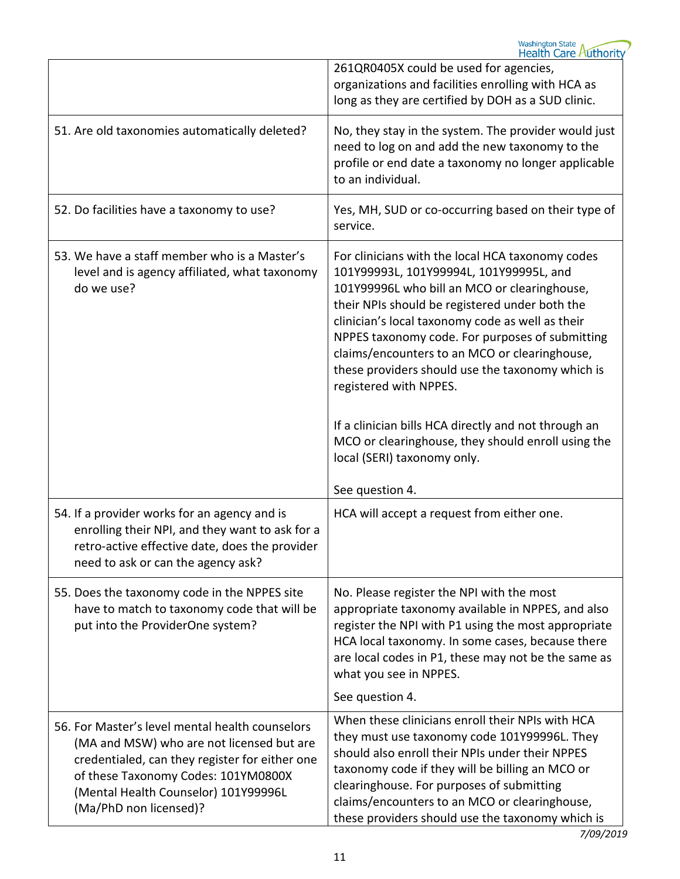| | |
|---|---|
| | 261QR0405X could be used for agencies, organizations and facilities enrolling with HCA as long as they are certified by DOH as a SUD clinic. |
| 51. Are old taxonomies automatically deleted? | No, they stay in the system. The provider would just need to log on and add the new taxonomy to the profile or end date a taxonomy no longer applicable to an individual. |
| 52. Do facilities have a taxonomy to use? | Yes, MH, SUD or co-occurring based on their type of service. |
| 53. We have a staff member who is a Master's level and is agency affiliated, what taxonomy do we use? | For clinicians with the local HCA taxonomy codes 101Y99993L, 101Y99994L, 101Y99995L, and 101Y99996L who bill an MCO or clearinghouse, their NPIs should be registered under both the clinician's local taxonomy code as well as their NPPES taxonomy code. For purposes of submitting claims/encounters to an MCO or clearinghouse, these providers should use the taxonomy which is registered with NPPES.<br><br>If a clinician bills HCA directly and not through an MCO or clearinghouse, they should enroll using the local (SERI) taxonomy only.<br><br>See question 4. |
| 54. If a provider works for an agency and is enrolling their NPI, and they want to ask for a retro-active effective date, does the provider need to ask or can the agency ask? | HCA will accept a request from either one. |
| 55. Does the taxonomy code in the NPPES site have to match to taxonomy code that will be put into the ProviderOne system? | No. Please register the NPI with the most appropriate taxonomy available in NPPES, and also register the NPI with P1 using the most appropriate HCA local taxonomy. In some cases, because there are local codes in P1, these may not be the same as what you see in NPPES.<br><br>See question 4. |
| 56. For Master's level mental health counselors (MA and MSW) who are not licensed but are credentialed, can they register for either one of these Taxonomy Codes: 101YM0800X (Mental Health Counselor) 101Y99996L (Ma/PhD non licensed)? | When these clinicians enroll their NPIs with HCA they must use taxonomy code 101Y99996L. They should also enroll their NPIs under their NPPES taxonomy code if they will be billing an MCO or clearinghouse. For purposes of submitting claims/encounters to an MCO or clearinghouse, these providers should use the taxonomy which is |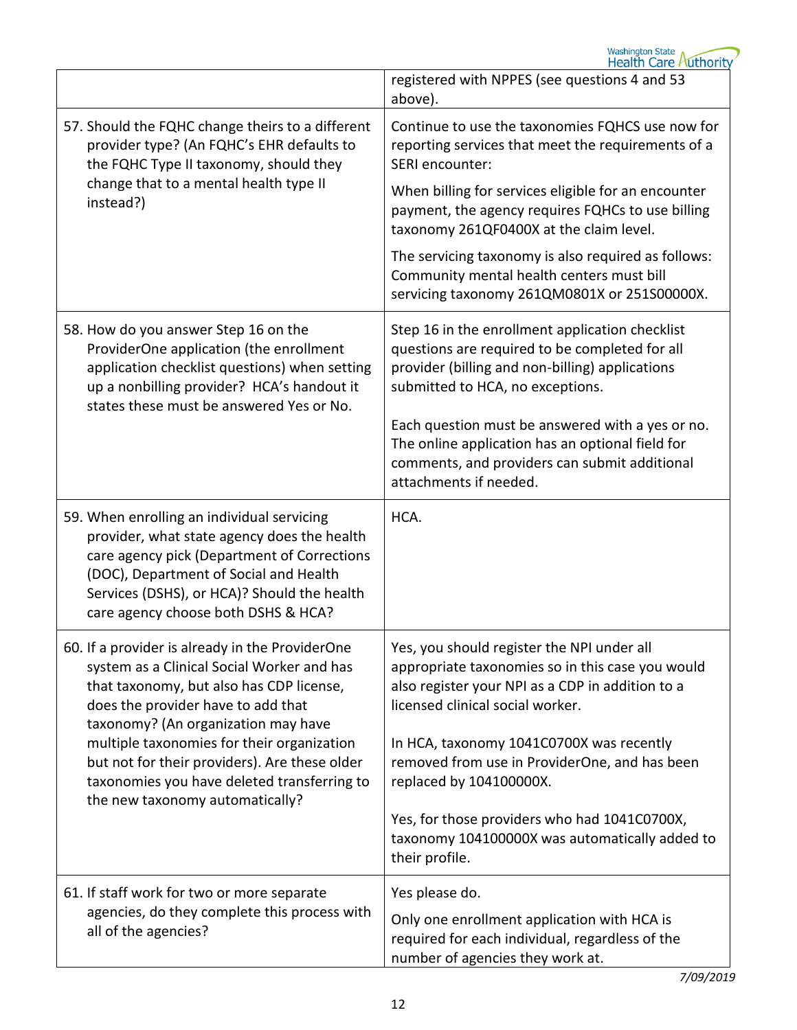| | |
|---|---|
| | registered with NPPES (see questions 4 and 53 above). |
| 57. Should the FQHC change theirs to a different provider type? (An FQHC's EHR defaults to the FQHC Type II taxonomy, should they change that to a mental health type II instead?) | Continue to use the taxonomies FQHCS use now for reporting services that meet the requirements of a SERI encounter:<br><br>When billing for services eligible for an encounter payment, the agency requires FQHCs to use billing taxonomy 261QF0400X at the claim level.<br><br>The servicing taxonomy is also required as follows: Community mental health centers must bill servicing taxonomy 261QM0801X or 251S00000X. |
| 58. How do you answer Step 16 on the ProviderOne application (the enrollment application checklist questions) when setting up a nonbilling provider? HCA's handout it states these must be answered Yes or No. | Step 16 in the enrollment application checklist questions are required to be completed for all provider (billing and non-billing) applications submitted to HCA, no exceptions.<br><br>Each question must be answered with a yes or no. The online application has an optional field for comments, and providers can submit additional attachments if needed. |
| 59. When enrolling an individual servicing provider, what state agency does the health care agency pick (Department of Corrections (DOC), Department of Social and Health Services (DSHS), or HCA)? Should the health care agency choose both DSHS & HCA? | HCA. |
| 60. If a provider is already in the ProviderOne system as a Clinical Social Worker and has that taxonomy, but also has CDP license, does the provider have to add that taxonomy? (An organization may have multiple taxonomies for their organization but not for their providers). Are these older taxonomies you have deleted transferring to the new taxonomy automatically? | Yes, you should register the NPI under all appropriate taxonomies so in this case you would also register your NPI as a CDP in addition to a licensed clinical social worker.<br><br>In HCA, taxonomy 1041C0700X was recently removed from use in ProviderOne, and has been replaced by 104100000X.<br><br>Yes, for those providers who had 1041C0700X, taxonomy 104100000X was automatically added to their profile. |
| 61. If staff work for two or more separate agencies, do they complete this process with all of the agencies? | Yes please do.<br><br>Only one enrollment application with HCA is required for each individual, regardless of the number of agencies they work at. |

*7/09/2019*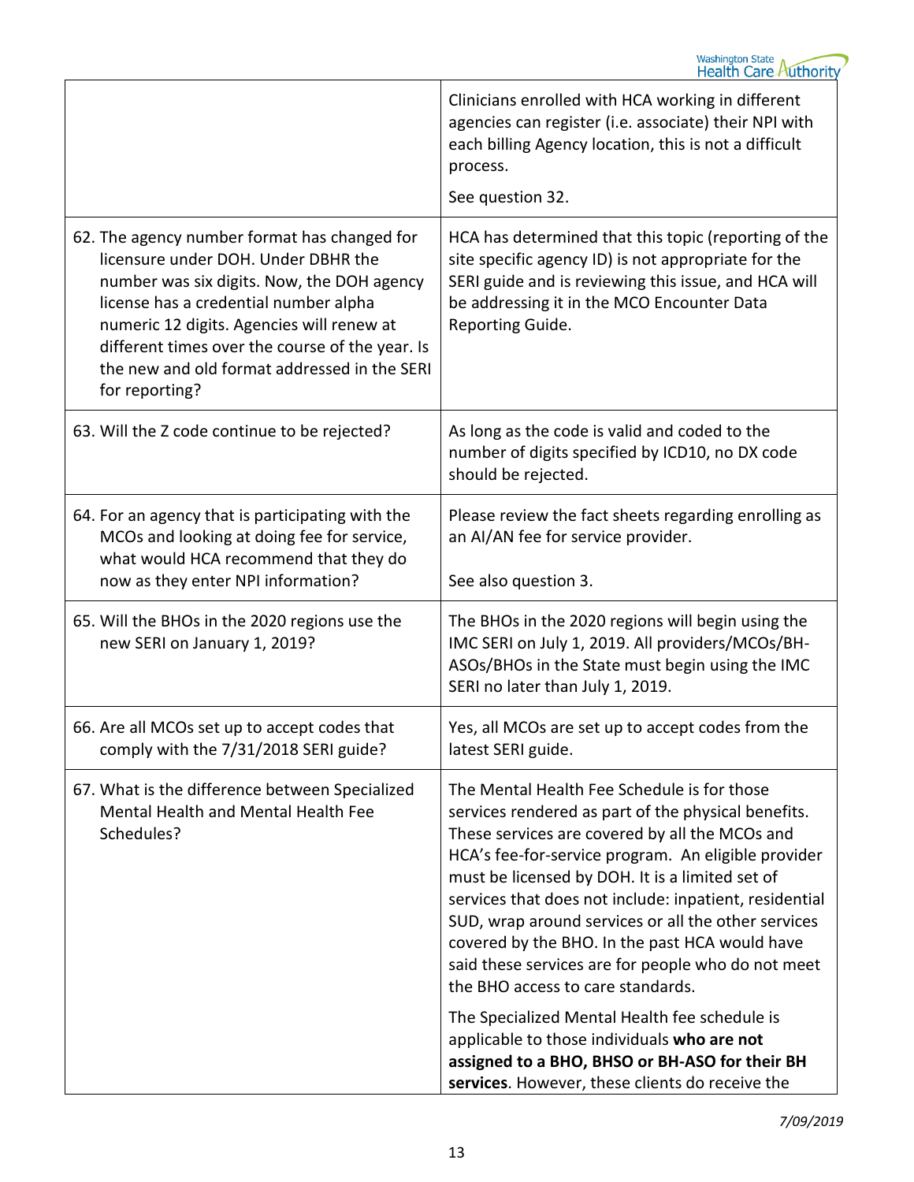| | |
|---|---|
| | Clinicians enrolled with HCA working in different agencies can register (i.e. associate) their NPI with each billing Agency location, this is not a difficult process.<br><br>See question 32. |
| 62. The agency number format has changed for licensure under DOH. Under DBHR the number was six digits. Now, the DOH agency license has a credential number alpha numeric 12 digits. Agencies will renew at different times over the course of the year. Is the new and old format addressed in the SERI for reporting? | HCA has determined that this topic (reporting of the site specific agency ID) is not appropriate for the SERI guide and is reviewing this issue, and HCA will be addressing it in the MCO Encounter Data Reporting Guide. |
| 63. Will the Z code continue to be rejected? | As long as the code is valid and coded to the number of digits specified by ICD10, no DX code should be rejected. |
| 64. For an agency that is participating with the MCOs and looking at doing fee for service, what would HCA recommend that they do now as they enter NPI information? | Please review the fact sheets regarding enrolling as an AI/AN fee for service provider.<br><br>See also question 3. |
| 65. Will the BHOs in the 2020 regions use the new SERI on January 1, 2019? | The BHOs in the 2020 regions will begin using the IMC SERI on July 1, 2019. All providers/MCOs/BH-ASOs/BHOs in the State must begin using the IMC SERI no later than July 1, 2019. |
| 66. Are all MCOs set up to accept codes that comply with the 7/31/2018 SERI guide? | Yes, all MCOs are set up to accept codes from the latest SERI guide. |
| 67. What is the difference between Specialized Mental Health and Mental Health Fee Schedules? | The Mental Health Fee Schedule is for those services rendered as part of the physical benefits. These services are covered by all the MCOs and HCA's fee-for-service program. An eligible provider must be licensed by DOH. It is a limited set of services that does not include: inpatient, residential SUD, wrap around services or all the other services covered by the BHO. In the past HCA would have said these services are for people who do not meet the BHO access to care standards.<br><br>The Specialized Mental Health fee schedule is applicable to those individuals **who are not assigned to a BHO, BHSO or BH-ASO for their BH services**. However, these clients do receive the |

*7/09/2019*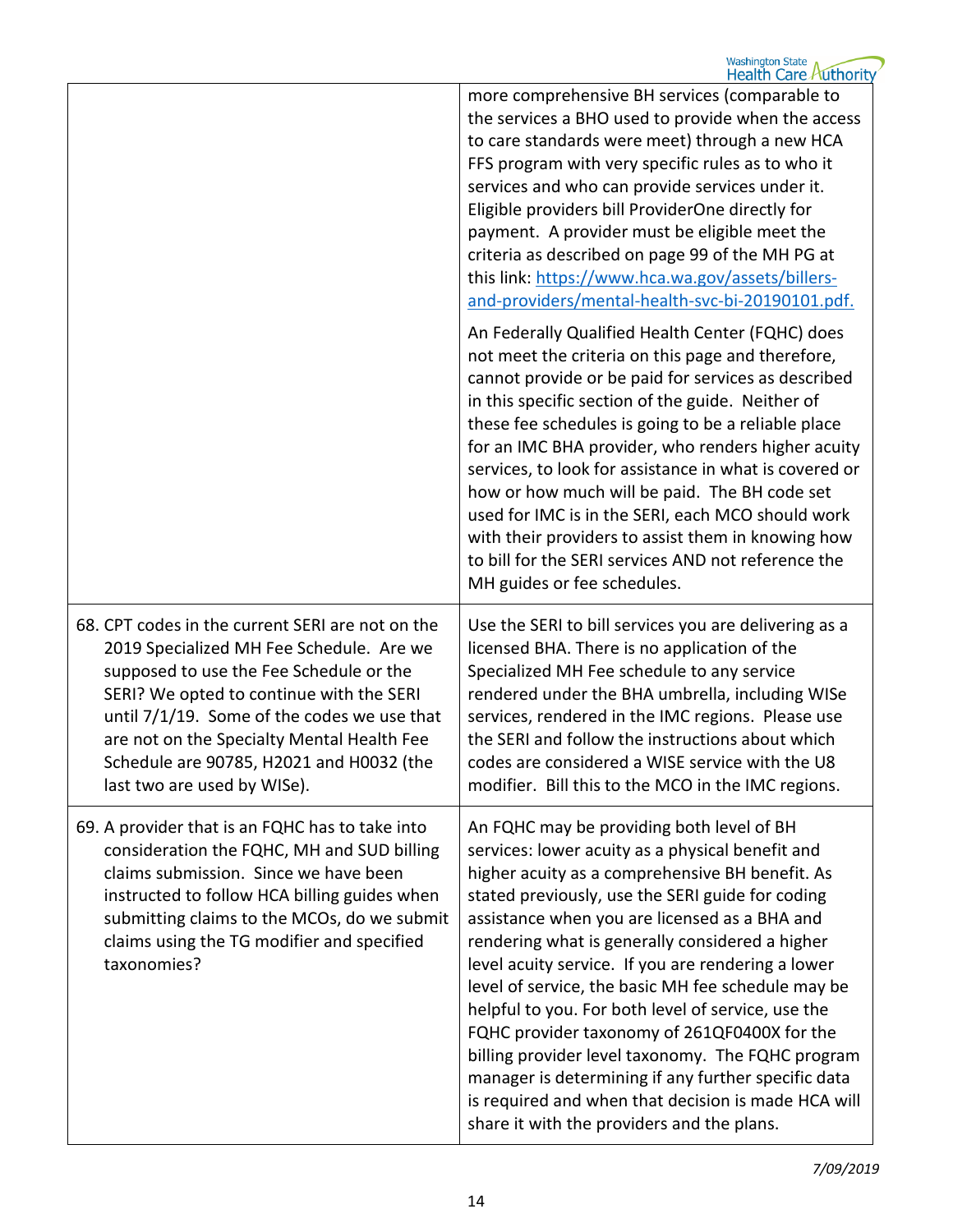| | |
|---|---|
| | more comprehensive BH services (comparable to the services a BHO used to provide when the access to care standards were meet) through a new HCA FFS program with very specific rules as to who it services and who can provide services under it. Eligible providers bill ProviderOne directly for payment. A provider must be eligible meet the criteria as described on page 99 of the MH PG at this link: https://www.hca.wa.gov/assets/billers-and-providers/mental-health-svc-bi-20190101.pdf.<br><br>An Federally Qualified Health Center (FQHC) does not meet the criteria on this page and therefore, cannot provide or be paid for services as described in this specific section of the guide. Neither of these fee schedules is going to be a reliable place for an IMC BHA provider, who renders higher acuity services, to look for assistance in what is covered or how or how much will be paid. The BH code set used for IMC is in the SERI, each MCO should work with their providers to assist them in knowing how to bill for the SERI services AND not reference the MH guides or fee schedules. |
| 68. CPT codes in the current SERI are not on the 2019 Specialized MH Fee Schedule. Are we supposed to use the Fee Schedule or the SERI? We opted to continue with the SERI until 7/1/19. Some of the codes we use that are not on the Specialty Mental Health Fee Schedule are 90785, H2021 and H0032 (the last two are used by WISe). | Use the SERI to bill services you are delivering as a licensed BHA. There is no application of the Specialized MH Fee schedule to any service rendered under the BHA umbrella, including WISe services, rendered in the IMC regions. Please use the SERI and follow the instructions about which codes are considered a WISE service with the U8 modifier. Bill this to the MCO in the IMC regions. |
| 69. A provider that is an FQHC has to take into consideration the FQHC, MH and SUD billing claims submission. Since we have been instructed to follow HCA billing guides when submitting claims to the MCOs, do we submit claims using the TG modifier and specified taxonomies? | An FQHC may be providing both level of BH services: lower acuity as a physical benefit and higher acuity as a comprehensive BH benefit. As stated previously, use the SERI guide for coding assistance when you are licensed as a BHA and rendering what is generally considered a higher level acuity service. If you are rendering a lower level of service, the basic MH fee schedule may be helpful to you. For both level of service, use the FQHC provider taxonomy of 261QF0400X for the billing provider level taxonomy. The FQHC program manager is determining if any further specific data is required and when that decision is made HCA will share it with the providers and the plans. |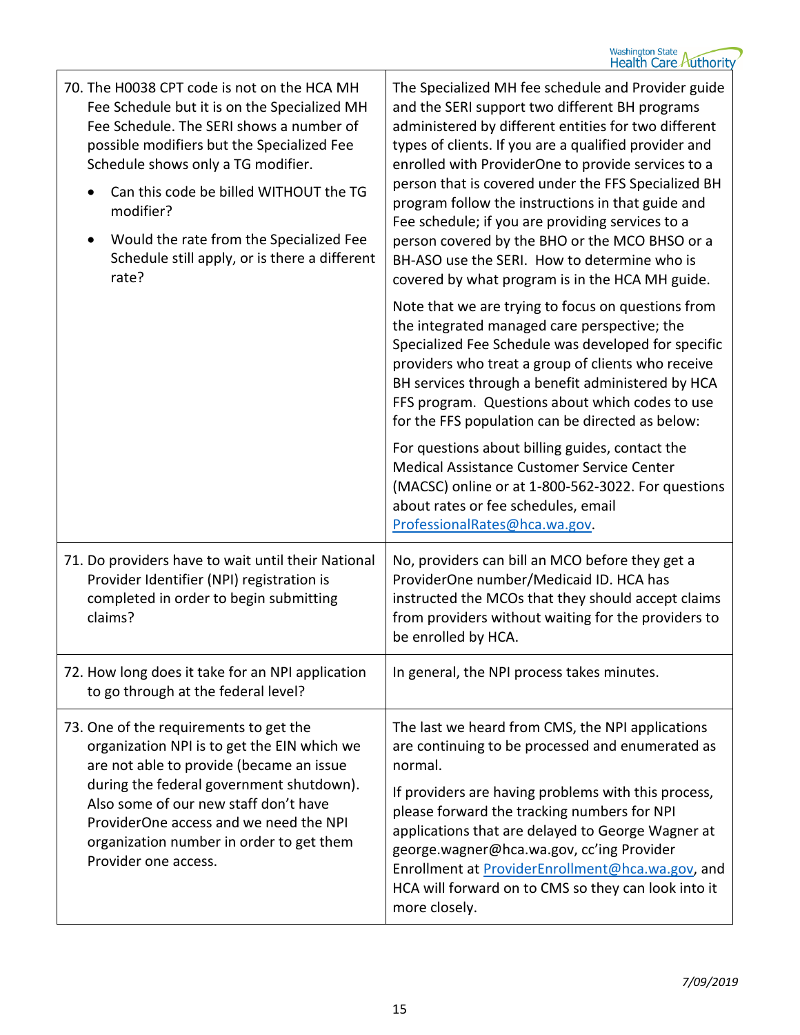| | |
|---|---|
| 70. The H0038 CPT code is not on the HCA MH Fee Schedule but it is on the Specialized MH Fee Schedule. The SERI shows a number of possible modifiers but the Specialized Fee Schedule shows only a TG modifier.<br>• Can this code be billed WITHOUT the TG modifier?<br>• Would the rate from the Specialized Fee Schedule still apply, or is there a different rate? | The Specialized MH fee schedule and Provider guide and the SERI support two different BH programs administered by different entities for two different types of clients. If you are a qualified provider and enrolled with ProviderOne to provide services to a person that is covered under the FFS Specialized BH program follow the instructions in that guide and Fee schedule; if you are providing services to a person covered by the BHO or the MCO BHSO or a BH-ASO use the SERI. How to determine who is covered by what program is in the HCA MH guide.<br><br>Note that we are trying to focus on questions from the integrated managed care perspective; the Specialized Fee Schedule was developed for specific providers who treat a group of clients who receive BH services through a benefit administered by HCA FFS program. Questions about which codes to use for the FFS population can be directed as below:<br><br>For questions about billing guides, contact the Medical Assistance Customer Service Center (MACSC) online or at 1-800-562-3022. For questions about rates or fee schedules, email ProfessionalRates@hca.wa.gov. |
| 71. Do providers have to wait until their National Provider Identifier (NPI) registration is completed in order to begin submitting claims? | No, providers can bill an MCO before they get a ProviderOne number/Medicaid ID. HCA has instructed the MCOs that they should accept claims from providers without waiting for the providers to be enrolled by HCA. |
| 72. How long does it take for an NPI application to go through at the federal level? | In general, the NPI process takes minutes. |
| 73. One of the requirements to get the organization NPI is to get the EIN which we are not able to provide (became an issue during the federal government shutdown). Also some of our new staff don't have ProviderOne access and we need the NPI organization number in order to get them Provider one access. | The last we heard from CMS, the NPI applications are continuing to be processed and enumerated as normal.<br><br>If providers are having problems with this process, please forward the tracking numbers for NPI applications that are delayed to George Wagner at george.wagner@hca.wa.gov, cc'ing Provider Enrollment at ProviderEnrollment@hca.wa.gov, and HCA will forward on to CMS so they can look into it more closely. |

*7/09/2019*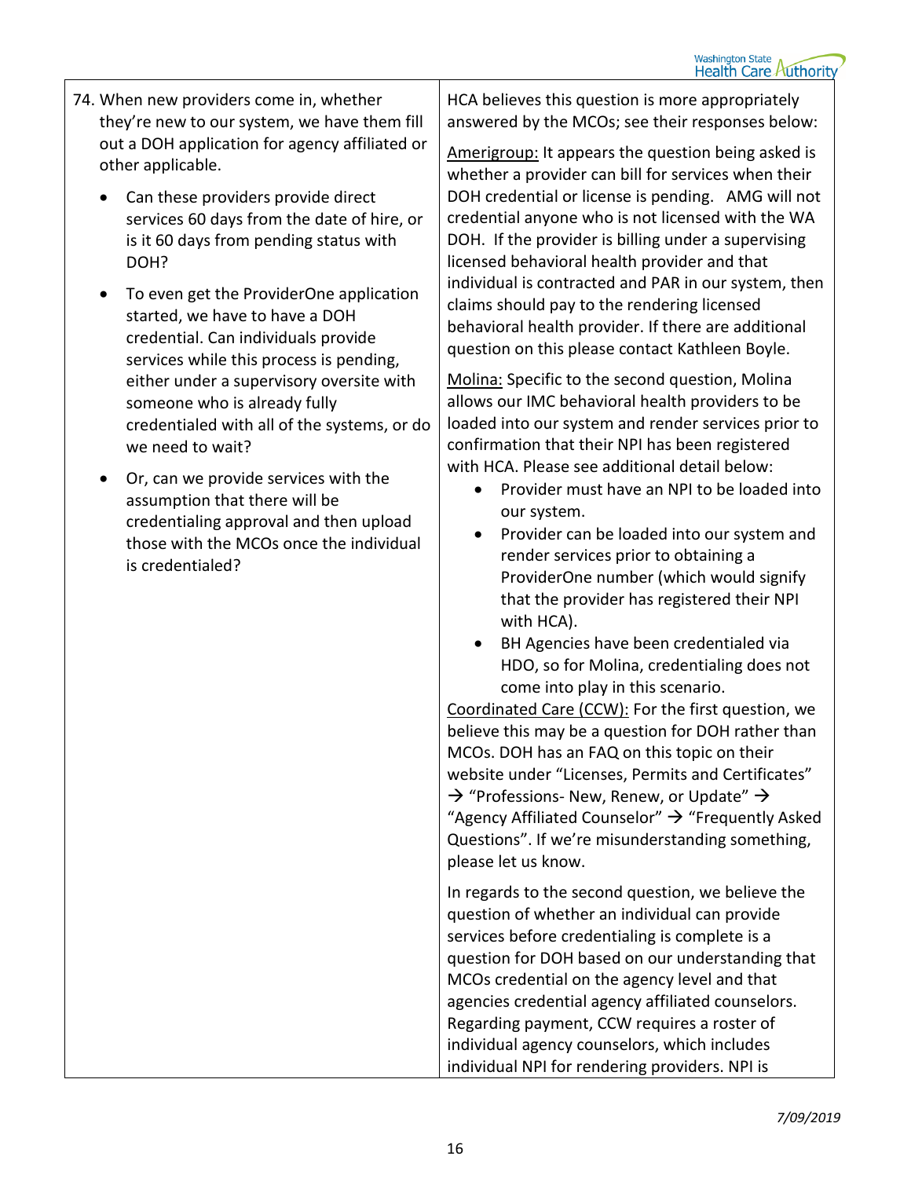| | |
|---|---|
| 74. When new providers come in, whether they're new to our system, we have them fill out a DOH application for agency affiliated or other applicable.<br><br>• Can these providers provide direct services 60 days from the date of hire, or is it 60 days from pending status with DOH?<br><br>• To even get the ProviderOne application started, we have to have a DOH credential. Can individuals provide services while this process is pending, either under a supervisory oversite with someone who is already fully credentialed with all of the systems, or do we need to wait?<br><br>• Or, can we provide services with the assumption that there will be credentialing approval and then upload those with the MCOs once the individual is credentialed? | HCA believes this question is more appropriately answered by the MCOs; see their responses below:<br><br><u>Amerigroup:</u> It appears the question being asked is whether a provider can bill for services when their DOH credential or license is pending. AMG will not credential anyone who is not licensed with the WA DOH. If the provider is billing under a supervising licensed behavioral health provider and that individual is contracted and PAR in our system, then claims should pay to the rendering licensed behavioral health provider. If there are additional question on this please contact Kathleen Boyle.<br><br><u>Molina:</u> Specific to the second question, Molina allows our IMC behavioral health providers to be loaded into our system and render services prior to confirmation that their NPI has been registered with HCA. Please see additional detail below:<br>• Provider must have an NPI to be loaded into our system.<br>• Provider can be loaded into our system and render services prior to obtaining a ProviderOne number (which would signify that the provider has registered their NPI with HCA).<br>• BH Agencies have been credentialed via HDO, so for Molina, credentialing does not come into play in this scenario.<br><br><u>Coordinated Care (CCW):</u> For the first question, we believe this may be a question for DOH rather than MCOs. DOH has an FAQ on this topic on their website under "Licenses, Permits and Certificates" → "Professions- New, Renew, or Update" → "Agency Affiliated Counselor" → "Frequently Asked Questions". If we're misunderstanding something, please let us know.<br><br>In regards to the second question, we believe the question of whether an individual can provide services before credentialing is complete is a question for DOH based on our understanding that MCOs credential on the agency level and that agencies credential agency affiliated counselors. Regarding payment, CCW requires a roster of individual agency counselors, which includes individual NPI for rendering providers. NPI is |

*7/09/2019*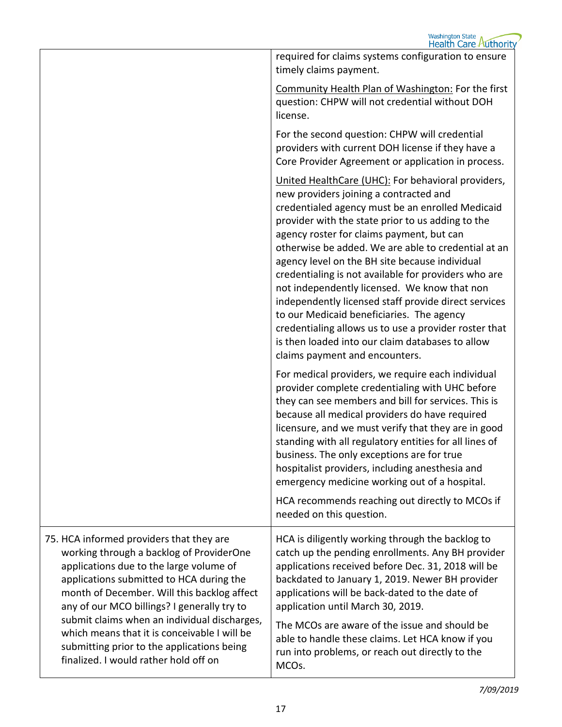| | |
|---|---|
| | required for claims systems configuration to ensure timely claims payment.<br><br><u>Community Health Plan of Washington:</u> For the first question: CHPW will not credential without DOH license.<br><br>For the second question: CHPW will credential providers with current DOH license if they have a Core Provider Agreement or application in process.<br><br><u>United HealthCare (UHC):</u> For behavioral providers, new providers joining a contracted and credentialed agency must be an enrolled Medicaid provider with the state prior to us adding to the agency roster for claims payment, but can otherwise be added. We are able to credential at an agency level on the BH site because individual credentialing is not available for providers who are not independently licensed. We know that non independently licensed staff provide direct services to our Medicaid beneficiaries. The agency credentialing allows us to use a provider roster that is then loaded into our claim databases to allow claims payment and encounters.<br><br>For medical providers, we require each individual provider complete credentialing with UHC before they can see members and bill for services. This is because all medical providers do have required licensure, and we must verify that they are in good standing with all regulatory entities for all lines of business. The only exceptions are for true hospitalist providers, including anesthesia and emergency medicine working out of a hospital.<br><br>HCA recommends reaching out directly to MCOs if needed on this question. |
| 75. HCA informed providers that they are working through a backlog of ProviderOne applications due to the large volume of applications submitted to HCA during the month of December. Will this backlog affect any of our MCO billings? I generally try to submit claims when an individual discharges, which means that it is conceivable I will be submitting prior to the applications being finalized. I would rather hold off on | HCA is diligently working through the backlog to catch up the pending enrollments. Any BH provider applications received before Dec. 31, 2018 will be backdated to January 1, 2019. Newer BH provider applications will be back-dated to the date of application until March 30, 2019.<br><br>The MCOs are aware of the issue and should be able to handle these claims. Let HCA know if you run into problems, or reach out directly to the MCOs. |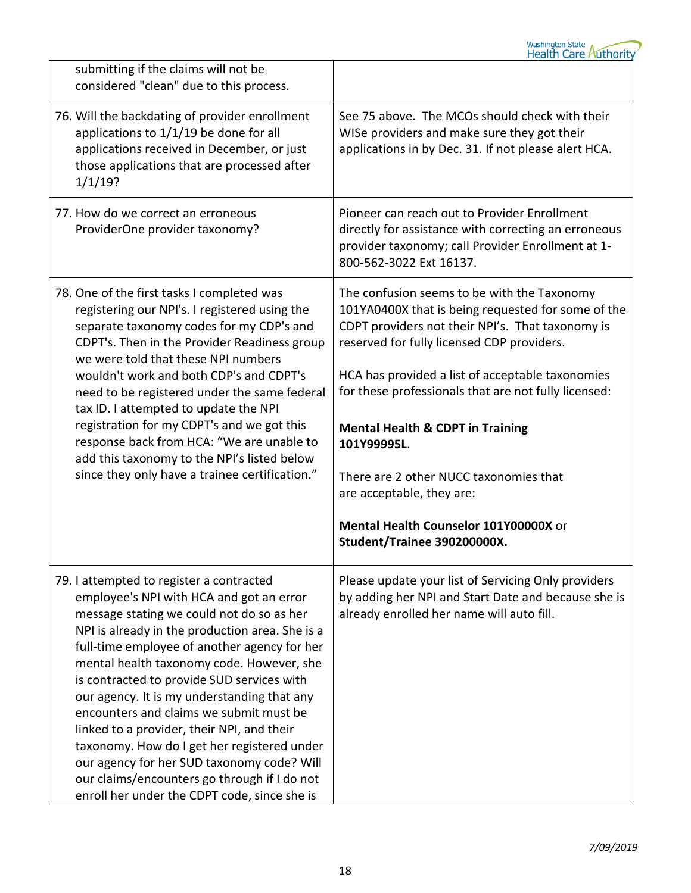| | |
|---|---|
| submitting if the claims will not be considered "clean" due to this process. | |
| 76. Will the backdating of provider enrollment applications to 1/1/19 be done for all applications received in December, or just those applications that are processed after 1/1/19? | See 75 above. The MCOs should check with their WISe providers and make sure they got their applications in by Dec. 31. If not please alert HCA. |
| 77. How do we correct an erroneous ProviderOne provider taxonomy? | Pioneer can reach out to Provider Enrollment directly for assistance with correcting an erroneous provider taxonomy; call Provider Enrollment at 1-800-562-3022 Ext 16137. |
| 78. One of the first tasks I completed was registering our NPI's. I registered using the separate taxonomy codes for my CDP's and CDPT's. Then in the Provider Readiness group we were told that these NPI numbers wouldn't work and both CDP's and CDPT's need to be registered under the same federal tax ID. I attempted to update the NPI registration for my CDPT's and we got this response back from HCA: "We are unable to add this taxonomy to the NPI's listed below since they only have a trainee certification." | The confusion seems to be with the Taxonomy 101YA0400X that is being requested for some of the CDPT providers not their NPI's. That taxonomy is reserved for fully licensed CDP providers.<br><br>HCA has provided a list of acceptable taxonomies for these professionals that are not fully licensed:<br><br>**Mental Health & CDPT in Training 101Y99995L**.<br><br>There are 2 other NUCC taxonomies that are acceptable, they are:<br><br>**Mental Health Counselor 101Y00000X** or **Student/Trainee 390200000X.** |
| 79. I attempted to register a contracted employee's NPI with HCA and got an error message stating we could not do so as her NPI is already in the production area. She is a full-time employee of another agency for her mental health taxonomy code. However, she is contracted to provide SUD services with our agency. It is my understanding that any encounters and claims we submit must be linked to a provider, their NPI, and their taxonomy. How do I get her registered under our agency for her SUD taxonomy code? Will our claims/encounters go through if I do not enroll her under the CDPT code, since she is | Please update your list of Servicing Only providers by adding her NPI and Start Date and because she is already enrolled her name will auto fill. |

*7/09/2019*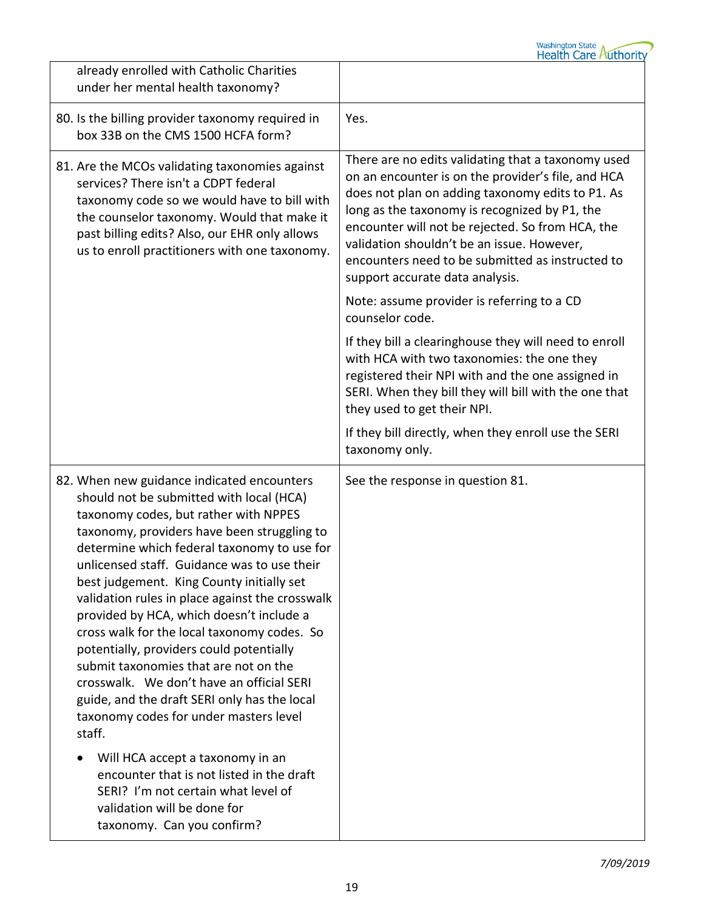| | |
|---|---|
| already enrolled with Catholic Charities under her mental health taxonomy? | |
| 80. Is the billing provider taxonomy required in box 33B on the CMS 1500 HCFA form? | Yes. |
| 81. Are the MCOs validating taxonomies against services? There isn't a CDPT federal taxonomy code so we would have to bill with the counselor taxonomy. Would that make it past billing edits? Also, our EHR only allows us to enroll practitioners with one taxonomy. | There are no edits validating that a taxonomy used on an encounter is on the provider's file, and HCA does not plan on adding taxonomy edits to P1. As long as the taxonomy is recognized by P1, the encounter will not be rejected. So from HCA, the validation shouldn't be an issue. However, encounters need to be submitted as instructed to support accurate data analysis.<br><br>Note: assume provider is referring to a CD counselor code.<br><br>If they bill a clearinghouse they will need to enroll with HCA with two taxonomies: the one they registered their NPI with and the one assigned in SERI. When they bill they will bill with the one that they used to get their NPI.<br><br>If they bill directly, when they enroll use the SERI taxonomy only. |
| 82. When new guidance indicated encounters should not be submitted with local (HCA) taxonomy codes, but rather with NPPES taxonomy, providers have been struggling to determine which federal taxonomy to use for unlicensed staff. Guidance was to use their best judgement. King County initially set validation rules in place against the crosswalk provided by HCA, which doesn't include a cross walk for the local taxonomy codes. So potentially, providers could potentially submit taxonomies that are not on the crosswalk. We don't have an official SERI guide, and the draft SERI only has the local taxonomy codes for under masters level staff.<br><br>• Will HCA accept a taxonomy in an encounter that is not listed in the draft SERI? I'm not certain what level of validation will be done for taxonomy. Can you confirm? | See the response in question 81. |

*7/09/2019*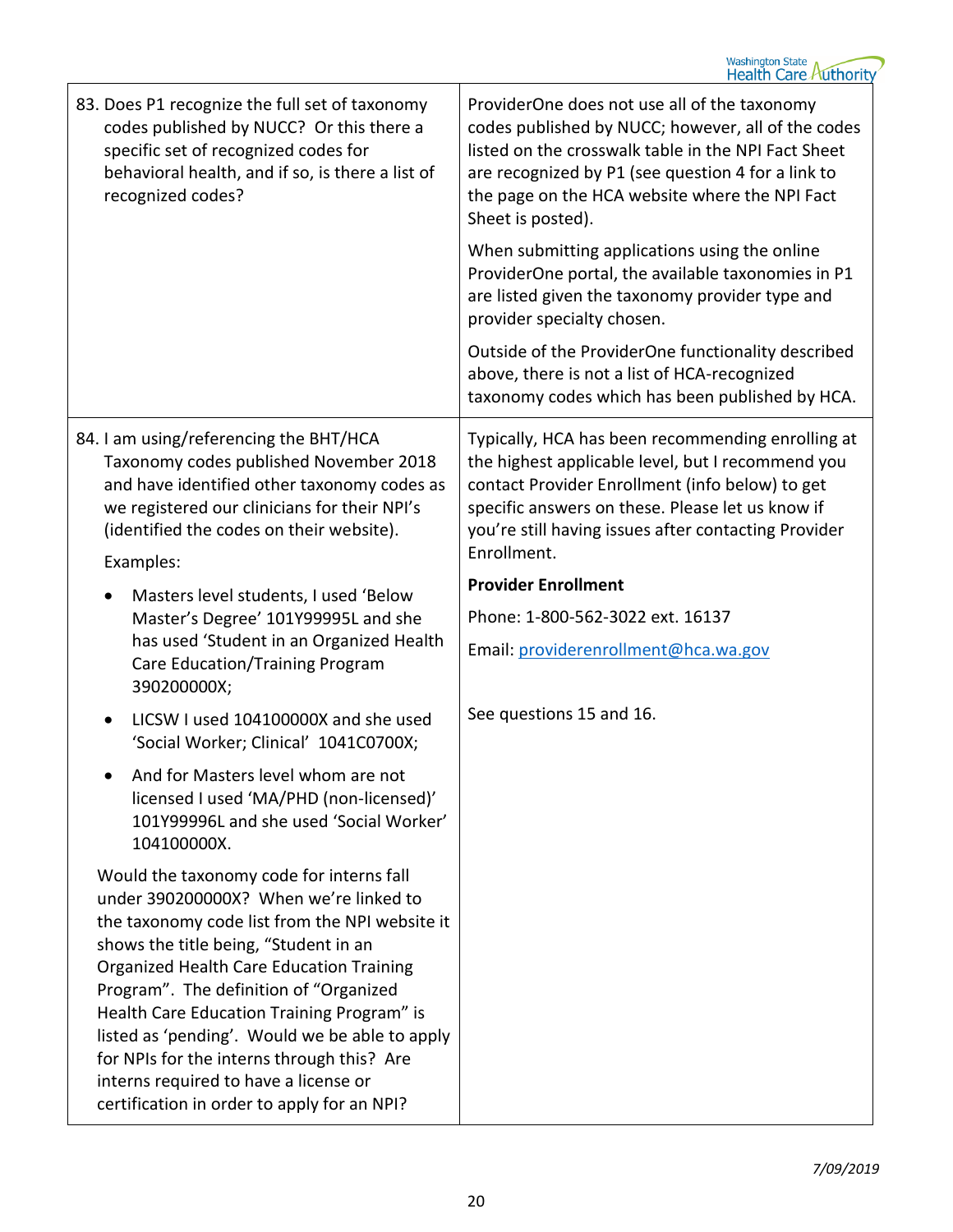| | |
|---|---|
| 83. Does P1 recognize the full set of taxonomy codes published by NUCC? Or this there a specific set of recognized codes for behavioral health, and if so, is there a list of recognized codes? | ProviderOne does not use all of the taxonomy codes published by NUCC; however, all of the codes listed on the crosswalk table in the NPI Fact Sheet are recognized by P1 (see question 4 for a link to the page on the HCA website where the NPI Fact Sheet is posted).<br><br>When submitting applications using the online ProviderOne portal, the available taxonomies in P1 are listed given the taxonomy provider type and provider specialty chosen.<br><br>Outside of the ProviderOne functionality described above, there is not a list of HCA-recognized taxonomy codes which has been published by HCA. |
| 84. I am using/referencing the BHT/HCA Taxonomy codes published November 2018 and have identified other taxonomy codes as we registered our clinicians for their NPI's (identified the codes on their website).<br><br>Examples:<br><br>• Masters level students, I used 'Below Master's Degree' 101Y99995L and she has used 'Student in an Organized Health Care Education/Training Program 390200000X;<br><br>• LICSW I used 104100000X and she used 'Social Worker; Clinical' 1041C0700X;<br><br>• And for Masters level whom are not licensed I used 'MA/PHD (non-licensed)' 101Y99996L and she used 'Social Worker' 104100000X.<br><br>Would the taxonomy code for interns fall under 390200000X? When we're linked to the taxonomy code list from the NPI website it shows the title being, "Student in an Organized Health Care Education Training Program". The definition of "Organized Health Care Education Training Program" is listed as 'pending'. Would we be able to apply for NPIs for the interns through this? Are interns required to have a license or certification in order to apply for an NPI? | Typically, HCA has been recommending enrolling at the highest applicable level, but I recommend you contact Provider Enrollment (info below) to get specific answers on these. Please let us know if you're still having issues after contacting Provider Enrollment.<br><br>**Provider Enrollment**<br><br>Phone: 1-800-562-3022 ext. 16137<br><br>Email: providerenrollment@hca.wa.gov<br><br>See questions 15 and 16. |

*7/09/2019*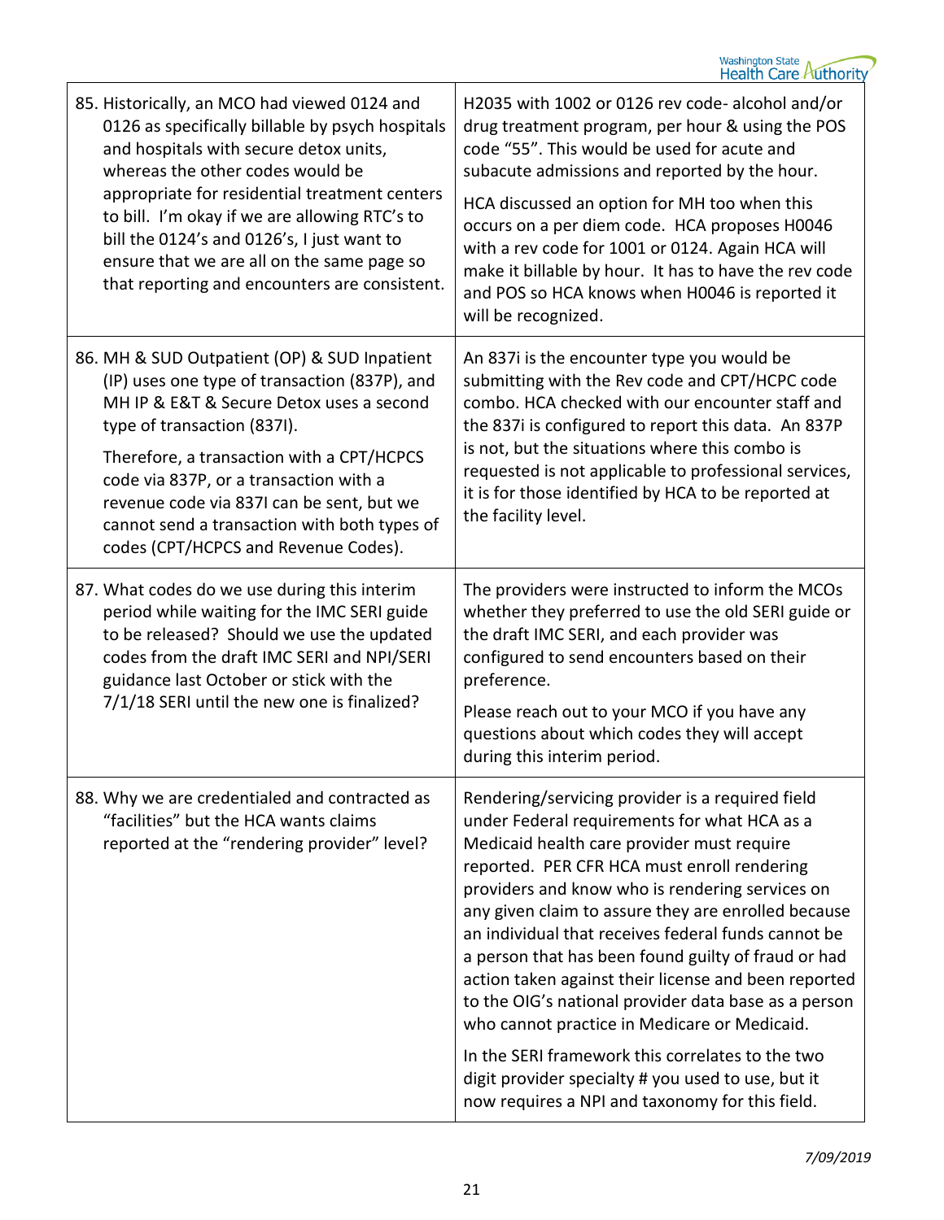| | |
|---|---|
| 85. Historically, an MCO had viewed 0124 and 0126 as specifically billable by psych hospitals and hospitals with secure detox units, whereas the other codes would be appropriate for residential treatment centers to bill. I'm okay if we are allowing RTC's to bill the 0124's and 0126's, I just want to ensure that we are all on the same page so that reporting and encounters are consistent. | H2035 with 1002 or 0126 rev code- alcohol and/or drug treatment program, per hour & using the POS code "55". This would be used for acute and subacute admissions and reported by the hour.<br><br>HCA discussed an option for MH too when this occurs on a per diem code. HCA proposes H0046 with a rev code for 1001 or 0124. Again HCA will make it billable by hour. It has to have the rev code and POS so HCA knows when H0046 is reported it will be recognized. |
| 86. MH & SUD Outpatient (OP) & SUD Inpatient (IP) uses one type of transaction (837P), and MH IP & E&T & Secure Detox uses a second type of transaction (837I).<br><br>Therefore, a transaction with a CPT/HCPCS code via 837P, or a transaction with a revenue code via 837I can be sent, but we cannot send a transaction with both types of codes (CPT/HCPCS and Revenue Codes). | An 837i is the encounter type you would be submitting with the Rev code and CPT/HCPC code combo. HCA checked with our encounter staff and the 837i is configured to report this data. An 837P is not, but the situations where this combo is requested is not applicable to professional services, it is for those identified by HCA to be reported at the facility level. |
| 87. What codes do we use during this interim period while waiting for the IMC SERI guide to be released? Should we use the updated codes from the draft IMC SERI and NPI/SERI guidance last October or stick with the 7/1/18 SERI until the new one is finalized? | The providers were instructed to inform the MCOs whether they preferred to use the old SERI guide or the draft IMC SERI, and each provider was configured to send encounters based on their preference.<br><br>Please reach out to your MCO if you have any questions about which codes they will accept during this interim period. |
| 88. Why we are credentialed and contracted as "facilities" but the HCA wants claims reported at the "rendering provider" level? | Rendering/servicing provider is a required field under Federal requirements for what HCA as a Medicaid health care provider must require reported. PER CFR HCA must enroll rendering providers and know who is rendering services on any given claim to assure they are enrolled because an individual that receives federal funds cannot be a person that has been found guilty of fraud or had action taken against their license and been reported to the OIG's national provider data base as a person who cannot practice in Medicare or Medicaid.<br><br>In the SERI framework this correlates to the two digit provider specialty # you used to use, but it now requires a NPI and taxonomy for this field. |

*7/09/2019*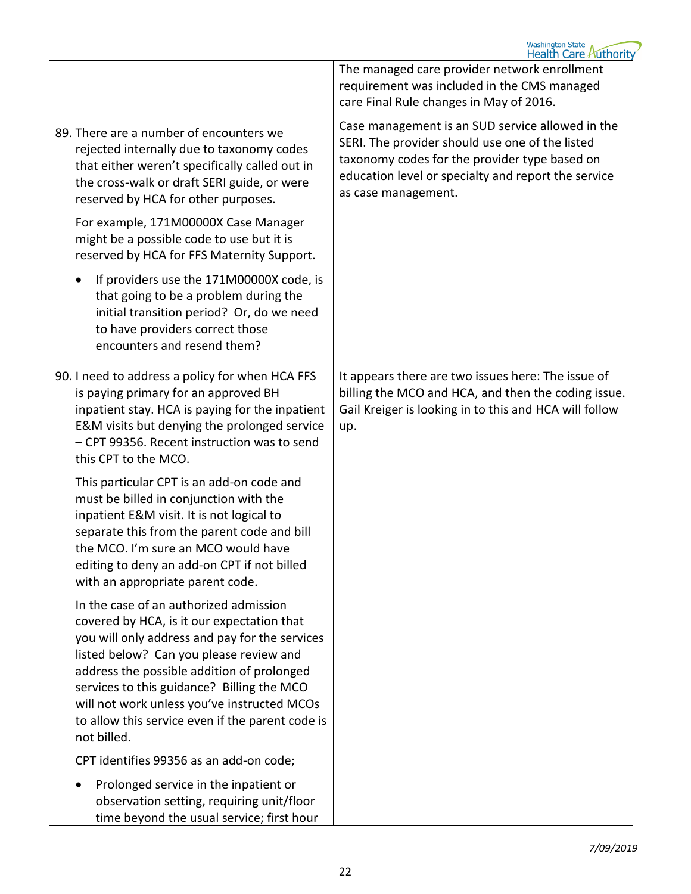| | |
|---|---|
| | The managed care provider network enrollment requirement was included in the CMS managed care Final Rule changes in May of 2016. |
| 89. There are a number of encounters we rejected internally due to taxonomy codes that either weren't specifically called out in the cross-walk or draft SERI guide, or were reserved by HCA for other purposes.<br><br>For example, 171M00000X Case Manager might be a possible code to use but it is reserved by HCA for FFS Maternity Support.<br><br>• If providers use the 171M00000X code, is that going to be a problem during the initial transition period? Or, do we need to have providers correct those encounters and resend them? | Case management is an SUD service allowed in the SERI. The provider should use one of the listed taxonomy codes for the provider type based on education level or specialty and report the service as case management. |
| 90. I need to address a policy for when HCA FFS is paying primary for an approved BH inpatient stay. HCA is paying for the inpatient E&M visits but denying the prolonged service – CPT 99356. Recent instruction was to send this CPT to the MCO.<br><br>This particular CPT is an add-on code and must be billed in conjunction with the inpatient E&M visit. It is not logical to separate this from the parent code and bill the MCO. I'm sure an MCO would have editing to deny an add-on CPT if not billed with an appropriate parent code.<br><br>In the case of an authorized admission covered by HCA, is it our expectation that you will only address and pay for the services listed below? Can you please review and address the possible addition of prolonged services to this guidance? Billing the MCO will not work unless you've instructed MCOs to allow this service even if the parent code is not billed.<br><br>CPT identifies 99356 as an add-on code;<br><br>• Prolonged service in the inpatient or observation setting, requiring unit/floor time beyond the usual service; first hour | It appears there are two issues here: The issue of billing the MCO and HCA, and then the coding issue. Gail Kreiger is looking in to this and HCA will follow up. |

*7/09/2019*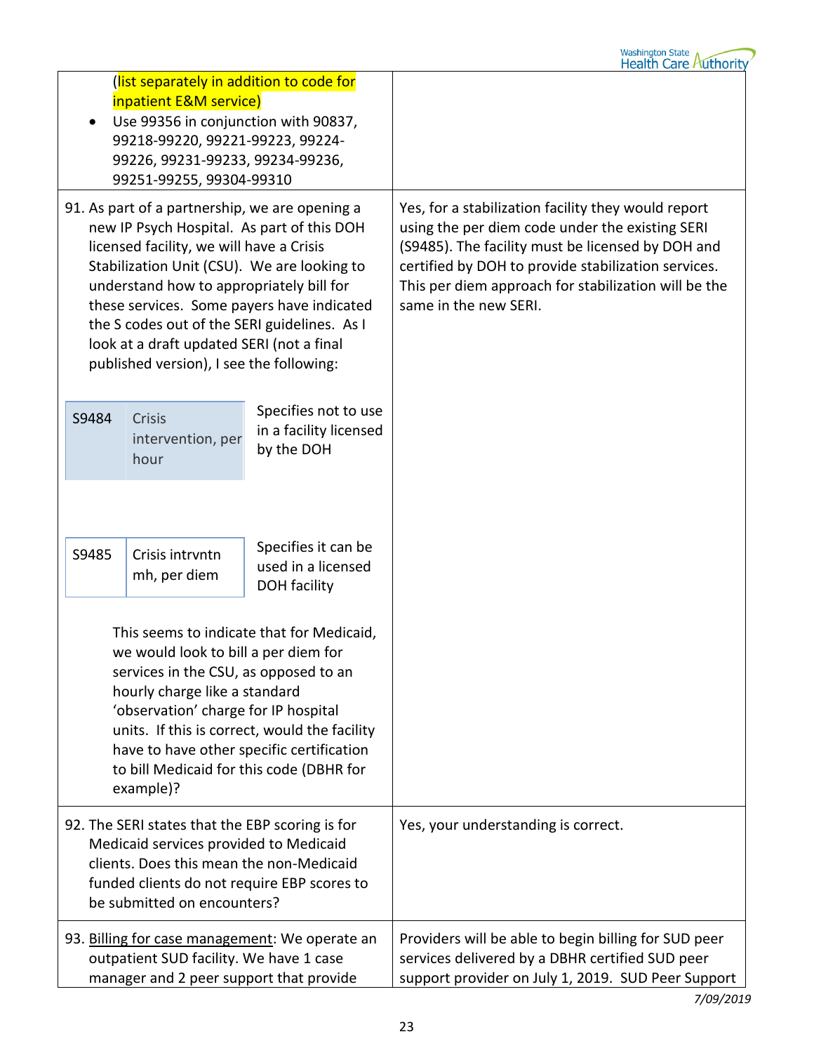| Question | Answer |
|---|---|
| (list separately in addition to code for inpatient E&M service)<br>• Use 99356 in conjunction with 90837, 99218-99220, 99221-99223, 99224-99226, 99231-99233, 99234-99236, 99251-99255, 99304-99310 | |
| 91. As part of a partnership, we are opening a new IP Psych Hospital. As part of this DOH licensed facility, we will have a Crisis Stabilization Unit (CSU). We are looking to understand how to appropriately bill for these services. Some payers have indicated the S codes out of the SERI guidelines. As I look at a draft updated SERI (not a final published version), I see the following:<br><br>S9484 — Crisis intervention, per hour — Specifies not to use in a facility licensed by the DOH<br><br>S9485 — Crisis intrvntn mh, per diem — Specifies it can be used in a licensed DOH facility<br><br>This seems to indicate that for Medicaid, we would look to bill a per diem for services in the CSU, as opposed to an hourly charge like a standard 'observation' charge for IP hospital units. If this is correct, would the facility have to have other specific certification to bill Medicaid for this code (DBHR for example)? | Yes, for a stabilization facility they would report using the per diem code under the existing SERI (S9485). The facility must be licensed by DOH and certified by DOH to provide stabilization services. This per diem approach for stabilization will be the same in the new SERI. |
| 92. The SERI states that the EBP scoring is for Medicaid services provided to Medicaid clients. Does this mean the non-Medicaid funded clients do not require EBP scores to be submitted on encounters? | Yes, your understanding is correct. |
| 93. <u>Billing for case management</u>: We operate an outpatient SUD facility. We have 1 case manager and 2 peer support that provide | Providers will be able to begin billing for SUD peer services delivered by a DBHR certified SUD peer support provider on July 1, 2019. SUD Peer Support |

7/09/2019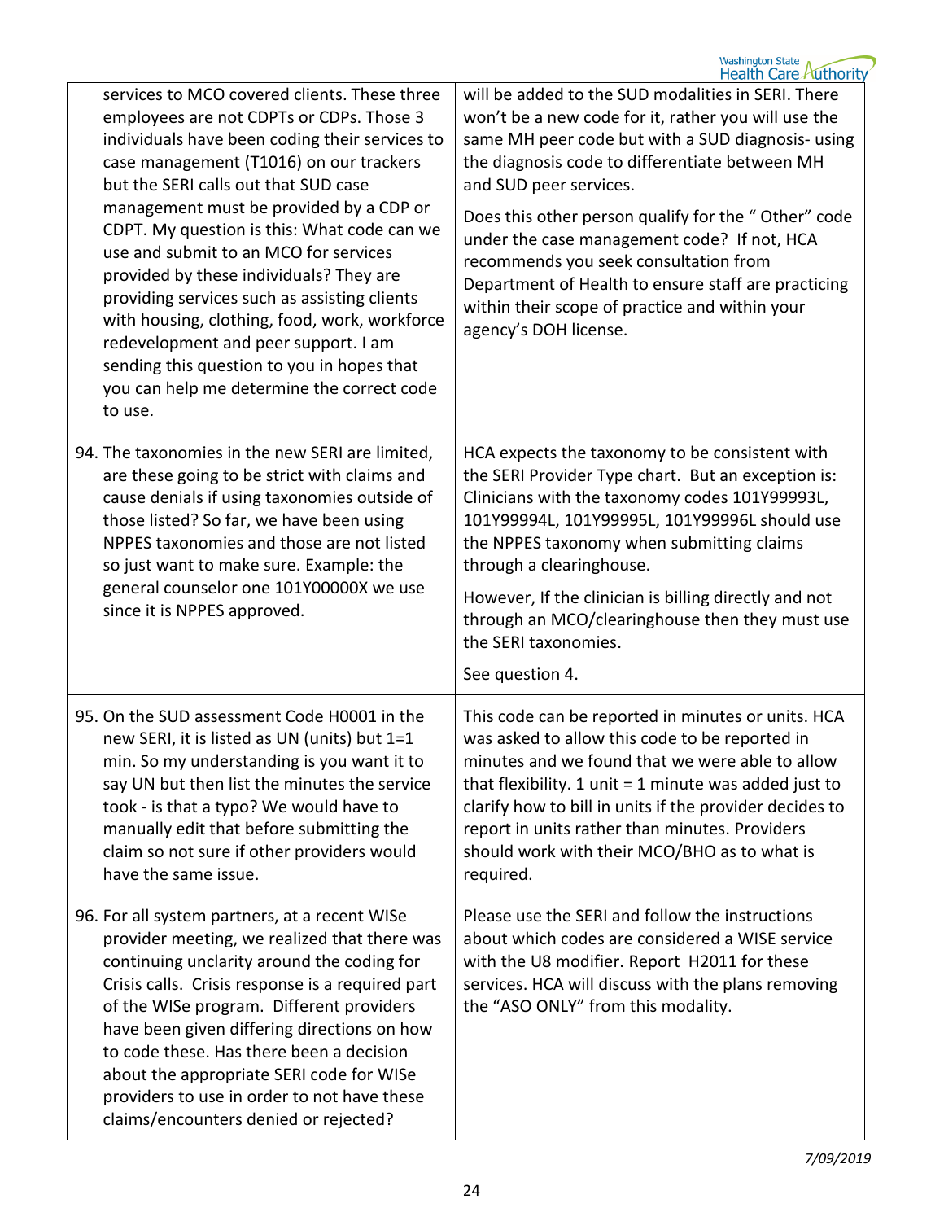| | |
|---|---|
| services to MCO covered clients. These three employees are not CDPTs or CDPs. Those 3 individuals have been coding their services to case management (T1016) on our trackers but the SERI calls out that SUD case management must be provided by a CDP or CDPT. My question is this: What code can we use and submit to an MCO for services provided by these individuals? They are providing services such as assisting clients with housing, clothing, food, work, workforce redevelopment and peer support. I am sending this question to you in hopes that you can help me determine the correct code to use. | will be added to the SUD modalities in SERI. There won't be a new code for it, rather you will use the same MH peer code but with a SUD diagnosis- using the diagnosis code to differentiate between MH and SUD peer services.<br><br>Does this other person qualify for the " Other" code under the case management code? If not, HCA recommends you seek consultation from Department of Health to ensure staff are practicing within their scope of practice and within your agency's DOH license. |
| 94. The taxonomies in the new SERI are limited, are these going to be strict with claims and cause denials if using taxonomies outside of those listed? So far, we have been using NPPES taxonomies and those are not listed so just want to make sure. Example: the general counselor one 101Y00000X we use since it is NPPES approved. | HCA expects the taxonomy to be consistent with the SERI Provider Type chart. But an exception is: Clinicians with the taxonomy codes 101Y99993L, 101Y99994L, 101Y99995L, 101Y99996L should use the NPPES taxonomy when submitting claims through a clearinghouse.<br><br>However, If the clinician is billing directly and not through an MCO/clearinghouse then they must use the SERI taxonomies.<br><br>See question 4. |
| 95. On the SUD assessment Code H0001 in the new SERI, it is listed as UN (units) but 1=1 min. So my understanding is you want it to say UN but then list the minutes the service took - is that a typo? We would have to manually edit that before submitting the claim so not sure if other providers would have the same issue. | This code can be reported in minutes or units. HCA was asked to allow this code to be reported in minutes and we found that we were able to allow that flexibility. 1 unit = 1 minute was added just to clarify how to bill in units if the provider decides to report in units rather than minutes. Providers should work with their MCO/BHO as to what is required. |
| 96. For all system partners, at a recent WISe provider meeting, we realized that there was continuing unclarity around the coding for Crisis calls. Crisis response is a required part of the WISe program. Different providers have been given differing directions on how to code these. Has there been a decision about the appropriate SERI code for WISe providers to use in order to not have these claims/encounters denied or rejected? | Please use the SERI and follow the instructions about which codes are considered a WISE service with the U8 modifier. Report H2011 for these services. HCA will discuss with the plans removing the "ASO ONLY" from this modality. |

*7/09/2019*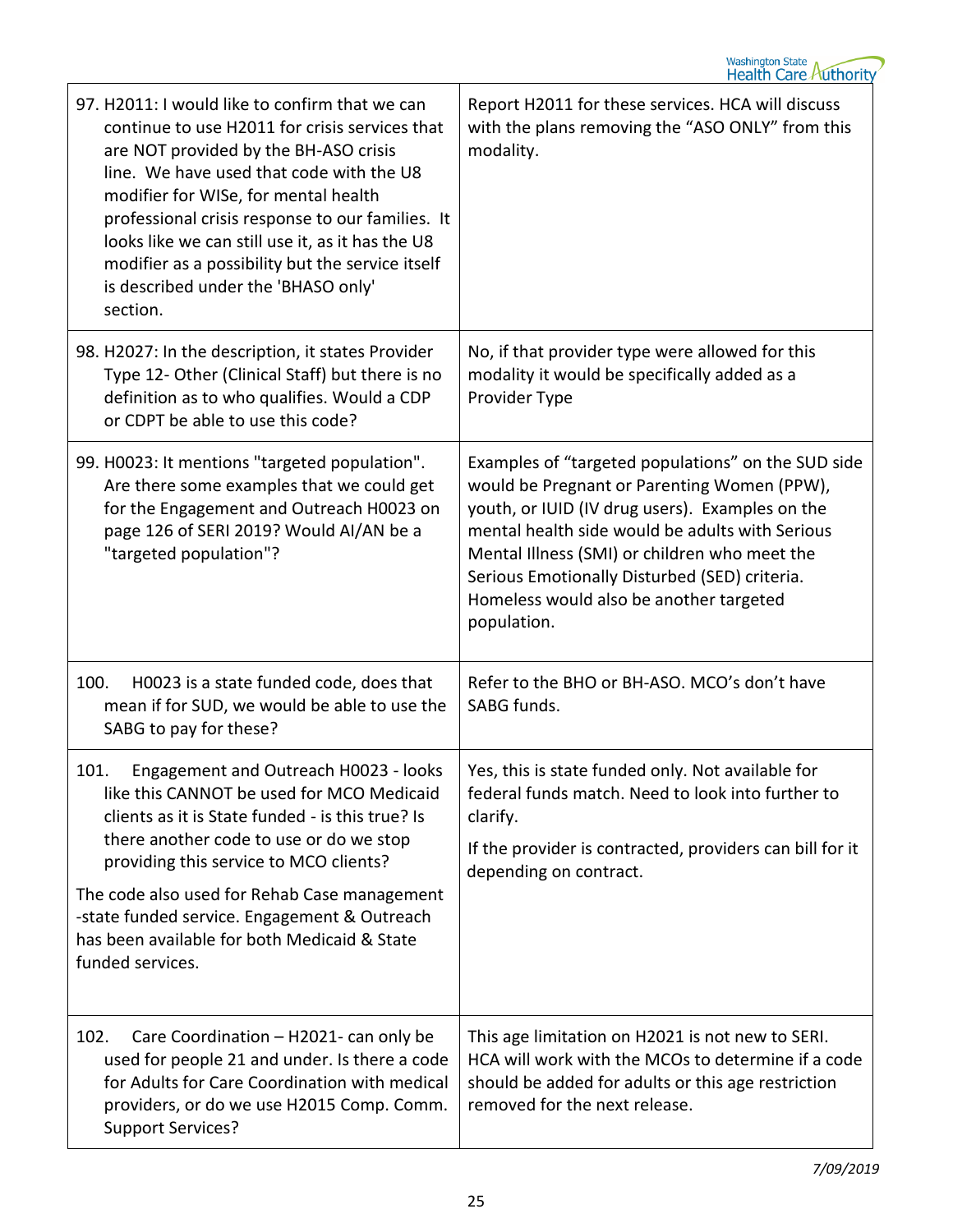| | |
|---|---|
| 97. H2011: I would like to confirm that we can continue to use H2011 for crisis services that are NOT provided by the BH-ASO crisis line. We have used that code with the U8 modifier for WISe, for mental health professional crisis response to our families. It looks like we can still use it, as it has the U8 modifier as a possibility but the service itself is described under the 'BHASO only' section. | Report H2011 for these services. HCA will discuss with the plans removing the "ASO ONLY" from this modality. |
| 98. H2027: In the description, it states Provider Type 12- Other (Clinical Staff) but there is no definition as to who qualifies. Would a CDP or CDPT be able to use this code? | No, if that provider type were allowed for this modality it would be specifically added as a Provider Type |
| 99. H0023: It mentions "targeted population". Are there some examples that we could get for the Engagement and Outreach H0023 on page 126 of SERI 2019? Would AI/AN be a "targeted population"? | Examples of "targeted populations" on the SUD side would be Pregnant or Parenting Women (PPW), youth, or IUID (IV drug users). Examples on the mental health side would be adults with Serious Mental Illness (SMI) or children who meet the Serious Emotionally Disturbed (SED) criteria. Homeless would also be another targeted population. |
| 100. H0023 is a state funded code, does that mean if for SUD, we would be able to use the SABG to pay for these? | Refer to the BHO or BH-ASO. MCO's don't have SABG funds. |
| 101. Engagement and Outreach H0023 - looks like this CANNOT be used for MCO Medicaid clients as it is State funded - is this true? Is there another code to use or do we stop providing this service to MCO clients?<br><br>The code also used for Rehab Case management -state funded service. Engagement & Outreach has been available for both Medicaid & State funded services. | Yes, this is state funded only. Not available for federal funds match. Need to look into further to clarify.<br><br>If the provider is contracted, providers can bill for it depending on contract. |
| 102. Care Coordination – H2021- can only be used for people 21 and under. Is there a code for Adults for Care Coordination with medical providers, or do we use H2015 Comp. Comm. Support Services? | This age limitation on H2021 is not new to SERI. HCA will work with the MCOs to determine if a code should be added for adults or this age restriction removed for the next release. |

*7/09/2019*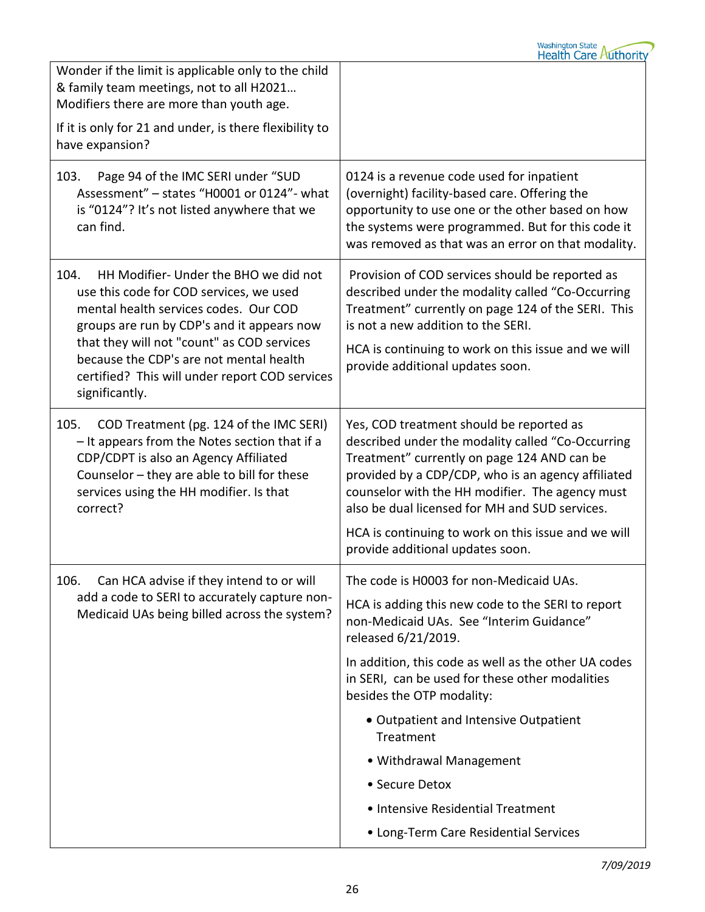| | |
|---|---|
| Wonder if the limit is applicable only to the child & family team meetings, not to all H2021… Modifiers there are more than youth age.<br><br>If it is only for 21 and under, is there flexibility to have expansion? | |
| 103. Page 94 of the IMC SERI under "SUD Assessment" – states "H0001 or 0124"- what is "0124"? It's not listed anywhere that we can find. | 0124 is a revenue code used for inpatient (overnight) facility-based care. Offering the opportunity to use one or the other based on how the systems were programmed. But for this code it was removed as that was an error on that modality. |
| 104. HH Modifier- Under the BHO we did not use this code for COD services, we used mental health services codes. Our COD groups are run by CDP's and it appears now that they will not "count" as COD services because the CDP's are not mental health certified? This will under report COD services significantly. | Provision of COD services should be reported as described under the modality called "Co-Occurring Treatment" currently on page 124 of the SERI. This is not a new addition to the SERI.<br><br>HCA is continuing to work on this issue and we will provide additional updates soon. |
| 105. COD Treatment (pg. 124 of the IMC SERI) – It appears from the Notes section that if a CDP/CDPT is also an Agency Affiliated Counselor – they are able to bill for these services using the HH modifier. Is that correct? | Yes, COD treatment should be reported as described under the modality called "Co-Occurring Treatment" currently on page 124 AND can be provided by a CDP/CDP, who is an agency affiliated counselor with the HH modifier. The agency must also be dual licensed for MH and SUD services.<br><br>HCA is continuing to work on this issue and we will provide additional updates soon. |
| 106. Can HCA advise if they intend to or will add a code to SERI to accurately capture non-Medicaid UAs being billed across the system? | The code is H0003 for non-Medicaid UAs.<br><br>HCA is adding this new code to the SERI to report non-Medicaid UAs. See "Interim Guidance" released 6/21/2019.<br><br>In addition, this code as well as the other UA codes in SERI, can be used for these other modalities besides the OTP modality:<br><br>• Outpatient and Intensive Outpatient Treatment<br>• Withdrawal Management<br>• Secure Detox<br>• Intensive Residential Treatment<br>• Long-Term Care Residential Services |

*7/09/2019*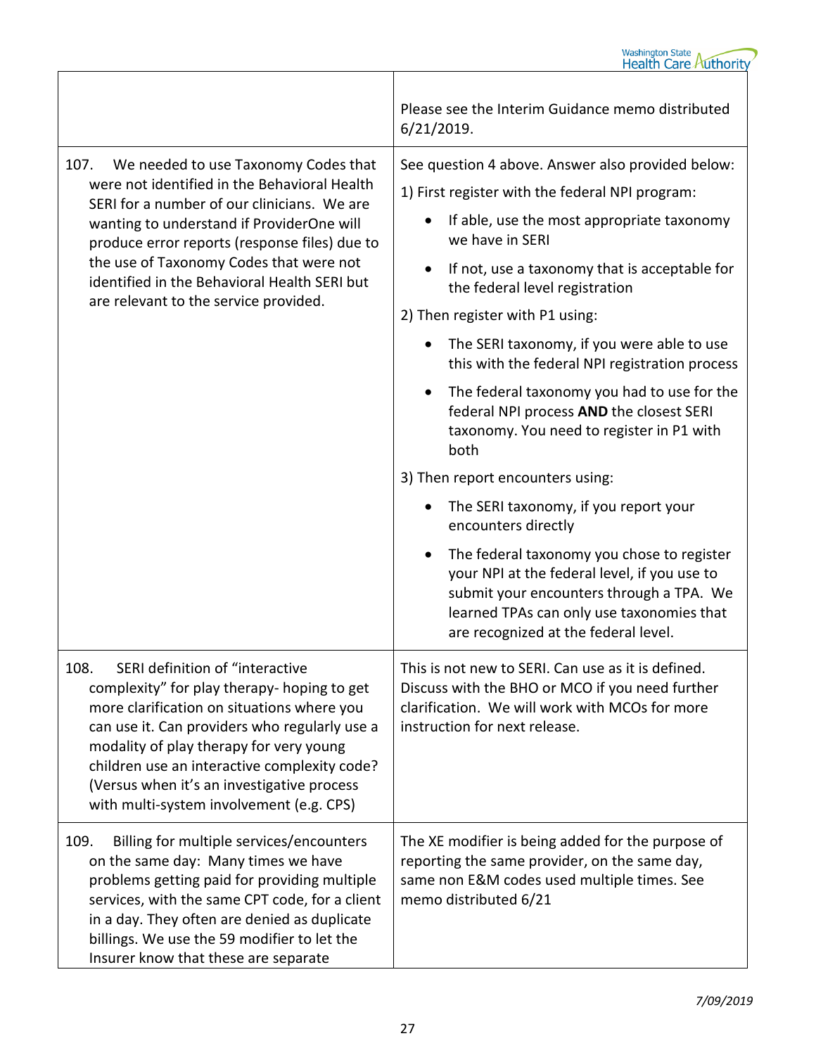| | |
|---|---|
| | Please see the Interim Guidance memo distributed 6/21/2019. |
| 107. We needed to use Taxonomy Codes that were not identified in the Behavioral Health SERI for a number of our clinicians. We are wanting to understand if ProviderOne will produce error reports (response files) due to the use of Taxonomy Codes that were not identified in the Behavioral Health SERI but are relevant to the service provided. | See question 4 above. Answer also provided below:<br>1) First register with the federal NPI program:<br>• If able, use the most appropriate taxonomy we have in SERI<br>• If not, use a taxonomy that is acceptable for the federal level registration<br>2) Then register with P1 using:<br>• The SERI taxonomy, if you were able to use this with the federal NPI registration process<br>• The federal taxonomy you had to use for the federal NPI process **AND** the closest SERI taxonomy. You need to register in P1 with both<br>3) Then report encounters using:<br>• The SERI taxonomy, if you report your encounters directly<br>• The federal taxonomy you chose to register your NPI at the federal level, if you use to submit your encounters through a TPA. We learned TPAs can only use taxonomies that are recognized at the federal level. |
| 108. SERI definition of "interactive complexity" for play therapy- hoping to get more clarification on situations where you can use it. Can providers who regularly use a modality of play therapy for very young children use an interactive complexity code? (Versus when it's an investigative process with multi-system involvement (e.g. CPS) | This is not new to SERI. Can use as it is defined. Discuss with the BHO or MCO if you need further clarification. We will work with MCOs for more instruction for next release. |
| 109. Billing for multiple services/encounters on the same day: Many times we have problems getting paid for providing multiple services, with the same CPT code, for a client in a day. They often are denied as duplicate billings. We use the 59 modifier to let the Insurer know that these are separate | The XE modifier is being added for the purpose of reporting the same provider, on the same day, same non E&M codes used multiple times. See memo distributed 6/21 |

*7/09/2019*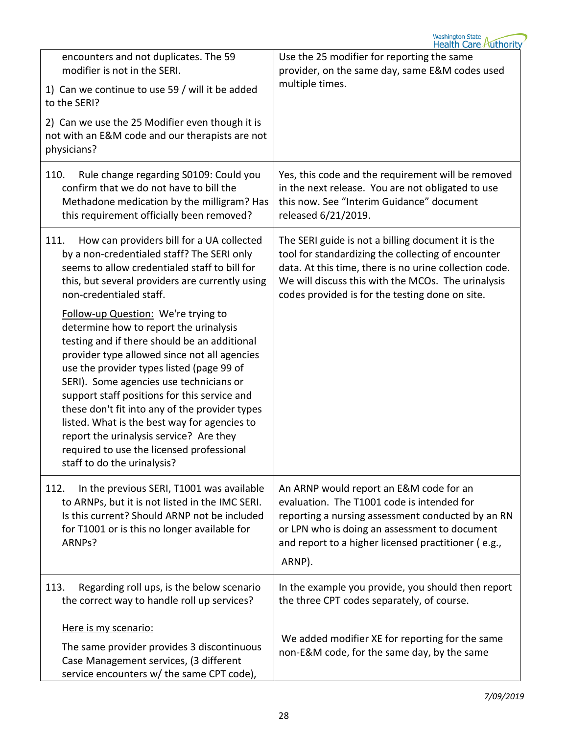| | |
|---|---|
| encounters and not duplicates. The 59 modifier is not in the SERI.<br><br>1) Can we continue to use 59 / will it be added to the SERI?<br><br>2) Can we use the 25 Modifier even though it is not with an E&M code and our therapists are not physicians? | Use the 25 modifier for reporting the same provider, on the same day, same E&M codes used multiple times. |
| 110. Rule change regarding S0109: Could you confirm that we do not have to bill the Methadone medication by the milligram? Has this requirement officially been removed? | Yes, this code and the requirement will be removed in the next release. You are not obligated to use this now. See "Interim Guidance" document released 6/21/2019. |
| 111. How can providers bill for a UA collected by a non-credentialed staff? The SERI only seems to allow credentialed staff to bill for this, but several providers are currently using non-credentialed staff.<br><br>Follow-up Question: We're trying to determine how to report the urinalysis testing and if there should be an additional provider type allowed since not all agencies use the provider types listed (page 99 of SERI). Some agencies use technicians or support staff positions for this service and these don't fit into any of the provider types listed. What is the best way for agencies to report the urinalysis service? Are they required to use the licensed professional staff to do the urinalysis? | The SERI guide is not a billing document it is the tool for standardizing the collecting of encounter data. At this time, there is no urine collection code. We will discuss this with the MCOs. The urinalysis codes provided is for the testing done on site. |
| 112. In the previous SERI, T1001 was available to ARNPs, but it is not listed in the IMC SERI. Is this current? Should ARNP not be included for T1001 or is this no longer available for ARNPs? | An ARNP would report an E&M code for an evaluation. The T1001 code is intended for reporting a nursing assessment conducted by an RN or LPN who is doing an assessment to document and report to a higher licensed practitioner ( e.g., ARNP). |
| 113. Regarding roll ups, is the below scenario the correct way to handle roll up services?<br><br>Here is my scenario:<br><br>The same provider provides 3 discontinuous Case Management services, (3 different service encounters w/ the same CPT code), | In the example you provide, you should then report the three CPT codes separately, of course.<br><br>We added modifier XE for reporting for the same non-E&M code, for the same day, by the same |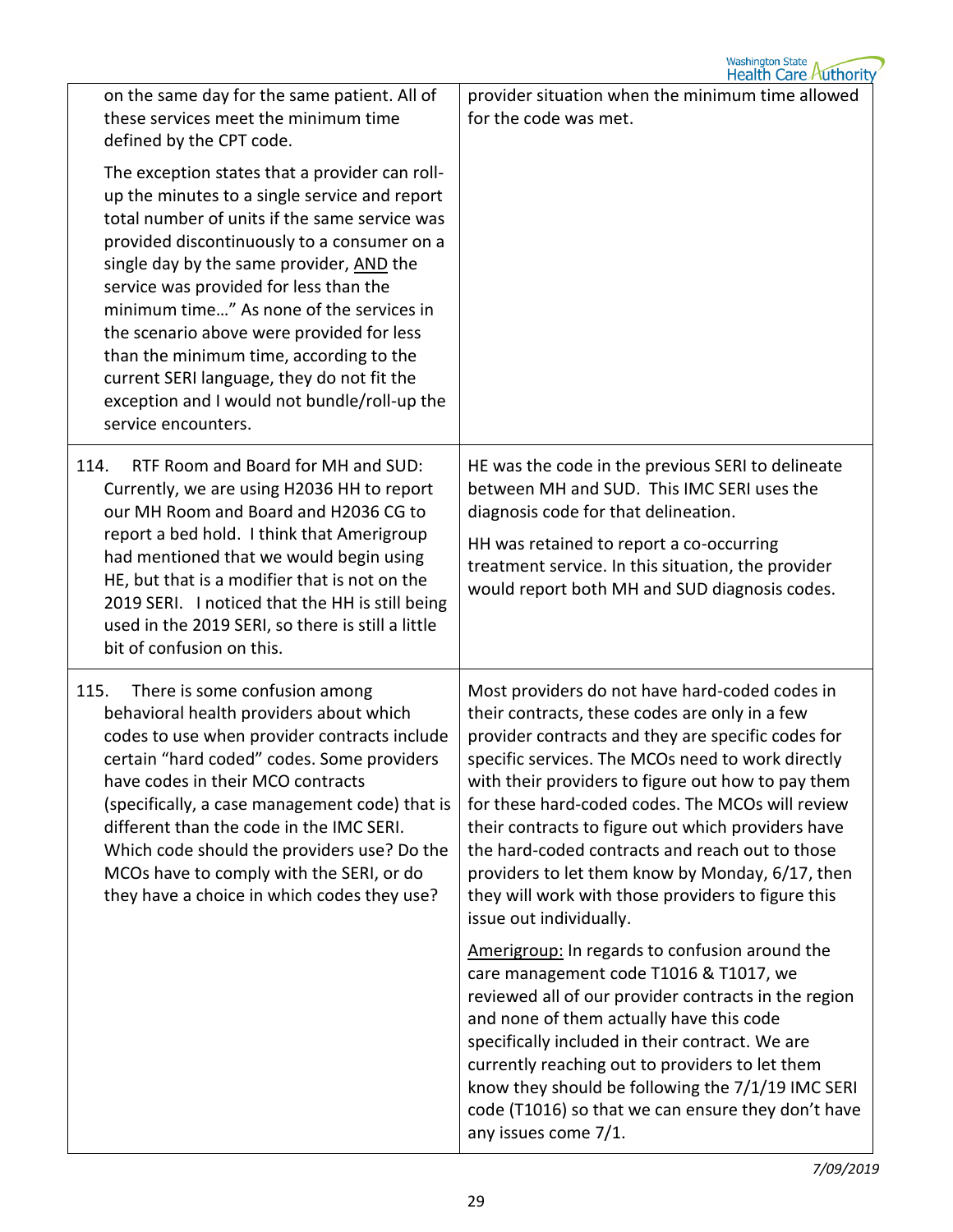| | |
|---|---|
| on the same day for the same patient. All of these services meet the minimum time defined by the CPT code.<br><br>The exception states that a provider can roll-up the minutes to a single service and report total number of units if the same service was provided discontinuously to a consumer on a single day by the same provider, <u>AND</u> the service was provided for less than the minimum time…" As none of the services in the scenario above were provided for less than the minimum time, according to the current SERI language, they do not fit the exception and I would not bundle/roll-up the service encounters. | provider situation when the minimum time allowed for the code was met. |
| 114. RTF Room and Board for MH and SUD: Currently, we are using H2036 HH to report our MH Room and Board and H2036 CG to report a bed hold. I think that Amerigroup had mentioned that we would begin using HE, but that is a modifier that is not on the 2019 SERI. I noticed that the HH is still being used in the 2019 SERI, so there is still a little bit of confusion on this. | HE was the code in the previous SERI to delineate between MH and SUD. This IMC SERI uses the diagnosis code for that delineation.<br><br>HH was retained to report a co-occurring treatment service. In this situation, the provider would report both MH and SUD diagnosis codes. |
| 115. There is some confusion among behavioral health providers about which codes to use when provider contracts include certain "hard coded" codes. Some providers have codes in their MCO contracts (specifically, a case management code) that is different than the code in the IMC SERI. Which code should the providers use? Do the MCOs have to comply with the SERI, or do they have a choice in which codes they use? | Most providers do not have hard-coded codes in their contracts, these codes are only in a few provider contracts and they are specific codes for specific services. The MCOs need to work directly with their providers to figure out how to pay them for these hard-coded codes. The MCOs will review their contracts to figure out which providers have the hard-coded contracts and reach out to those providers to let them know by Monday, 6/17, then they will work with those providers to figure this issue out individually.<br><br><u>Amerigroup:</u> In regards to confusion around the care management code T1016 & T1017, we reviewed all of our provider contracts in the region and none of them actually have this code specifically included in their contract. We are currently reaching out to providers to let them know they should be following the 7/1/19 IMC SERI code (T1016) so that we can ensure they don't have any issues come 7/1. |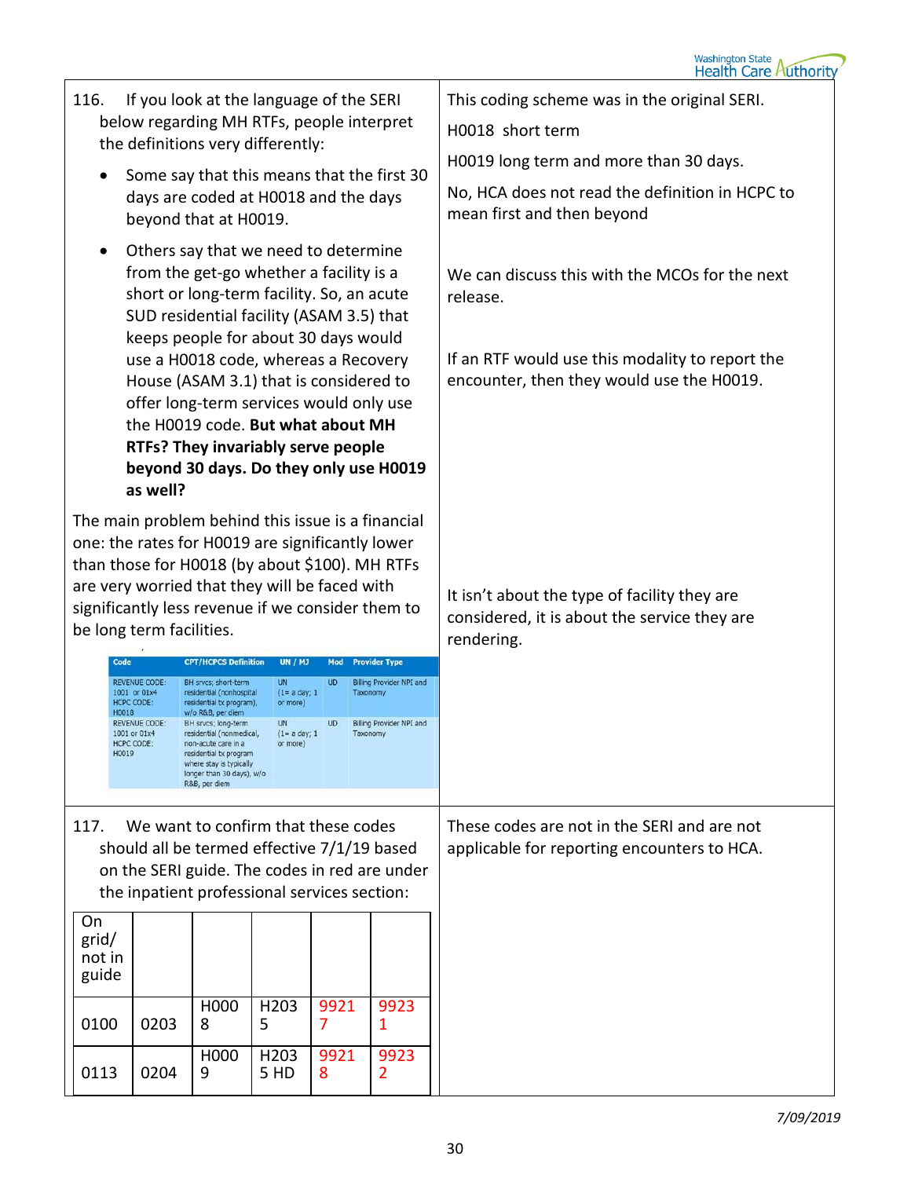| | |
|---|---|
| 116. If you look at the language of the SERI below regarding MH RTFs, people interpret the definitions very differently:<br><br>• Some say that this means that the first 30 days are coded at H0018 and the days beyond that at H0019.<br><br>• Others say that we need to determine from the get-go whether a facility is a short or long-term facility. So, an acute SUD residential facility (ASAM 3.5) that keeps people for about 30 days would use a H0018 code, whereas a Recovery House (ASAM 3.1) that is considered to offer long-term services would only use the H0019 code. **But what about MH RTFs? They invariably serve people beyond 30 days. Do they only use H0019 as well?**<br><br>The main problem behind this issue is a financial one: the rates for H0019 are significantly lower than those for H0018 (by about $100). MH RTFs are very worried that they will be faced with significantly less revenue if we consider them to be long term facilities. | This coding scheme was in the original SERI.<br><br>H0018 short term<br><br>H0019 long term and more than 30 days.<br><br>No, HCA does not read the definition in HCPC to mean first and then beyond<br><br>We can discuss this with the MCOs for the next release.<br><br>If an RTF would use this modality to report the encounter, then they would use the H0019.<br><br>It isn't about the type of facility they are considered, it is about the service they are rendering. |

| Code | CPT/HCPCS Definition | UN / MJ | Mod | Provider Type |
|---|---|---|---|---|
| REVENUE CODE: 1001 or 01x4 HCPC CODE: H0018 | BH srvcs; short-term residential (nonhospital residential tx program), w/o R&B, per diem | UN (1= a day; 1 or more) | UD | Billing Provider NPI and Taxonomy |
| REVENUE CODE: 1001 or 01x4 HCPC CODE: H0019 | BH srvcs; long-term residential (nonmedical, non-acute care in a residential tx program where stay is typically longer than 30 days), w/o R&B, per diem | UN (1= a day; 1 or more) | UD | Billing Provider NPI and Taxonomy |

| | |
|---|---|
| 117. We want to confirm that these codes should all be termed effective 7/1/19 based on the SERI guide. The codes in red are under the inpatient professional services section: | These codes are not in the SERI and are not applicable for reporting encounters to HCA. |

| On grid/ not in guide | | | | | |
|---|---|---|---|---|---|
| 0100 | 0203 | H0008 | H2035 | 99217 | 99231 |
| 0113 | 0204 | H0009 | H2035 HD | 99218 | 99232 |

*7/09/2019*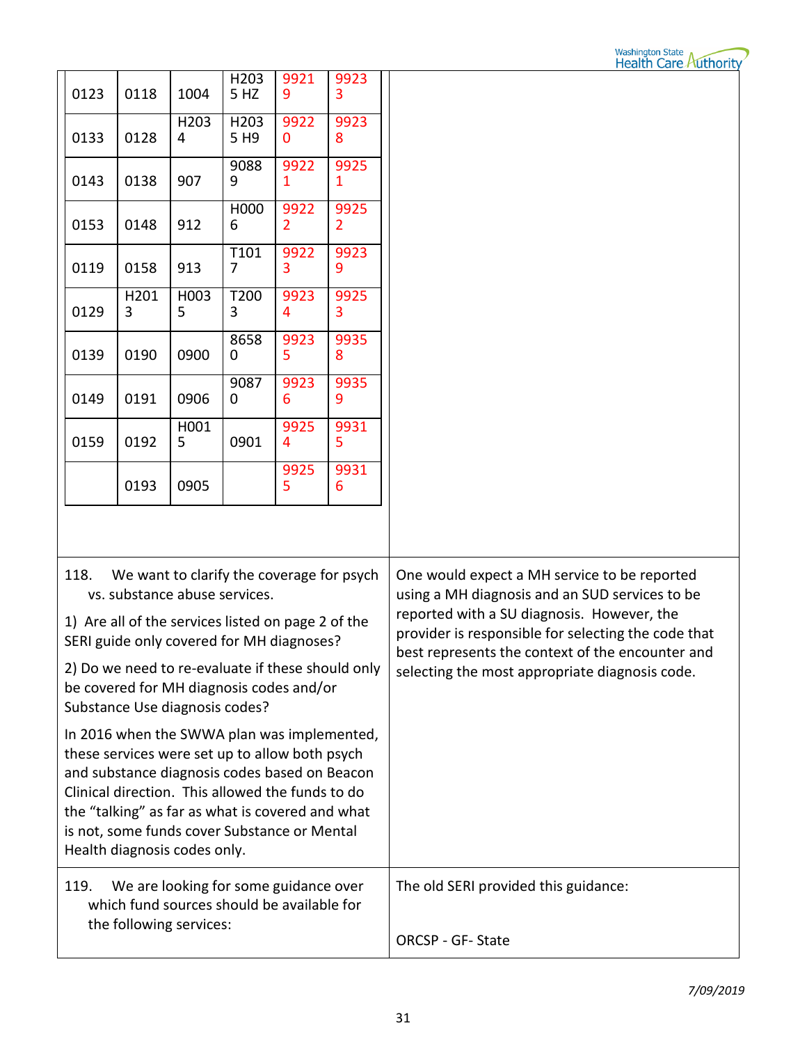| 0123 | 0118 | 1004 | H2035 HZ | 99219 | 99233 |
|---|---|---|---|---|---|
| 0133 | 0128 | H2034 | H2035 H9 | 99220 | 99238 |
| 0143 | 0138 | 907 | 90889 | 99221 | 99251 |
| 0153 | 0148 | 912 | H0006 | 99222 | 99252 |
| 0119 | 0158 | 913 | T1017 | 99223 | 99239 |
| 0129 | H2013 | H0035 | T2003 | 99234 | 99253 |
| 0139 | 0190 | 0900 | 86580 | 99235 | 99358 |
| 0149 | 0191 | 0906 | 90870 | 99236 | 99359 |
| 0159 | 0192 | H0015 | 0901 | 99254 | 99315 |
|  | 0193 | 0905 |  | 99255 | 99316 |

| Question | Response |
|---|---|
| 118. We want to clarify the coverage for psych vs. substance abuse services.<br><br>1) Are all of the services listed on page 2 of the SERI guide only covered for MH diagnoses?<br><br>2) Do we need to re-evaluate if these should only be covered for MH diagnosis codes and/or Substance Use diagnosis codes?<br><br>In 2016 when the SWWA plan was implemented, these services were set up to allow both psych and substance diagnosis codes based on Beacon Clinical direction. This allowed the funds to do the "talking" as far as what is covered and what is not, some funds cover Substance or Mental Health diagnosis codes only. | One would expect a MH service to be reported using a MH diagnosis and an SUD services to be reported with a SU diagnosis. However, the provider is responsible for selecting the code that best represents the context of the encounter and selecting the most appropriate diagnosis code. |
| 119. We are looking for some guidance over which fund sources should be available for the following services: | The old SERI provided this guidance:<br><br>ORCSP - GF- State |

7/09/2019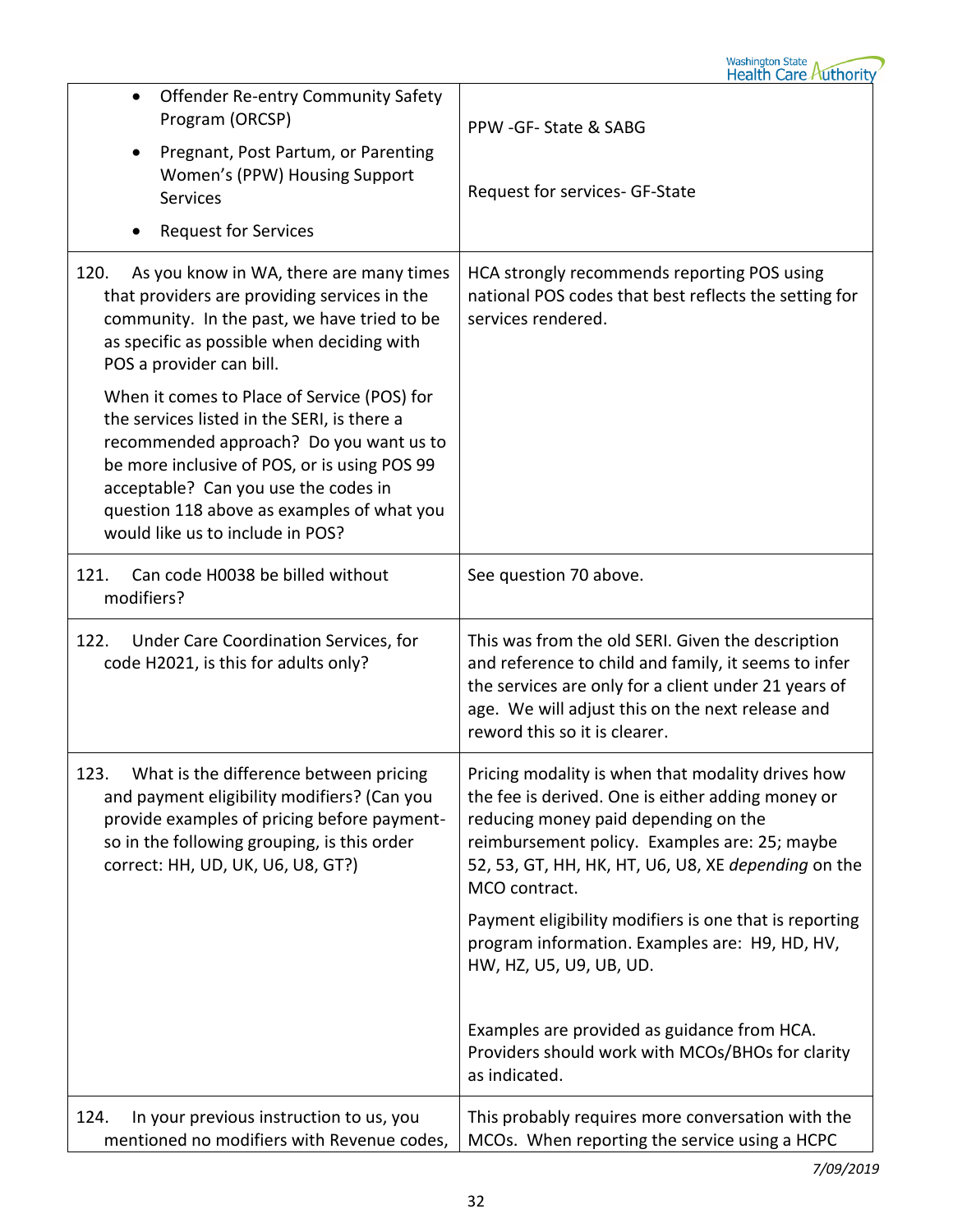| | |
|---|---|
| • Offender Re-entry Community Safety Program (ORCSP)<br>• Pregnant, Post Partum, or Parenting Women's (PPW) Housing Support Services<br>• Request for Services | PPW -GF- State & SABG<br><br>Request for services- GF-State |
| 120. As you know in WA, there are many times that providers are providing services in the community. In the past, we have tried to be as specific as possible when deciding with POS a provider can bill.<br><br>When it comes to Place of Service (POS) for the services listed in the SERI, is there a recommended approach? Do you want us to be more inclusive of POS, or is using POS 99 acceptable? Can you use the codes in question 118 above as examples of what you would like us to include in POS? | HCA strongly recommends reporting POS using national POS codes that best reflects the setting for services rendered. |
| 121. Can code H0038 be billed without modifiers? | See question 70 above. |
| 122. Under Care Coordination Services, for code H2021, is this for adults only? | This was from the old SERI. Given the description and reference to child and family, it seems to infer the services are only for a client under 21 years of age. We will adjust this on the next release and reword this so it is clearer. |
| 123. What is the difference between pricing and payment eligibility modifiers? (Can you provide examples of pricing before payment- so in the following grouping, is this order correct: HH, UD, UK, U6, U8, GT?) | Pricing modality is when that modality drives how the fee is derived. One is either adding money or reducing money paid depending on the reimbursement policy. Examples are: 25; maybe 52, 53, GT, HH, HK, HT, U6, U8, XE *depending* on the MCO contract.<br><br>Payment eligibility modifiers is one that is reporting program information. Examples are: H9, HD, HV, HW, HZ, U5, U9, UB, UD.<br><br>Examples are provided as guidance from HCA. Providers should work with MCOs/BHOs for clarity as indicated. |
| 124. In your previous instruction to us, you mentioned no modifiers with Revenue codes, | This probably requires more conversation with the MCOs. When reporting the service using a HCPC |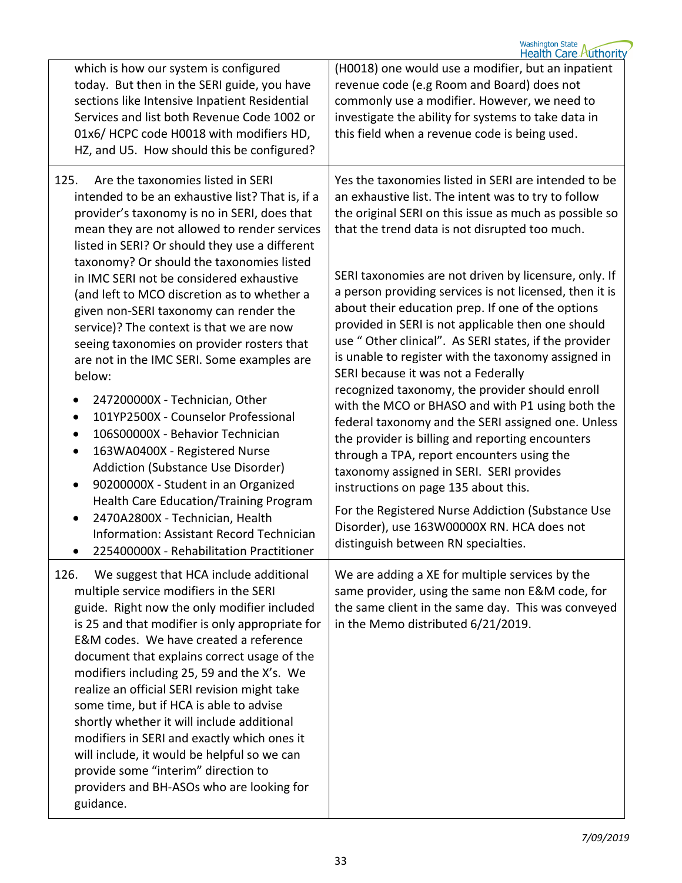| | |
|---|---|
| which is how our system is configured today. But then in the SERI guide, you have sections like Intensive Inpatient Residential Services and list both Revenue Code 1002 or 01x6/ HCPC code H0018 with modifiers HD, HZ, and U5. How should this be configured? | (H0018) one would use a modifier, but an inpatient revenue code (e.g Room and Board) does not commonly use a modifier. However, we need to investigate the ability for systems to take data in this field when a revenue code is being used. |
| 125. Are the taxonomies listed in SERI intended to be an exhaustive list? That is, if a provider's taxonomy is no in SERI, does that mean they are not allowed to render services listed in SERI? Or should they use a different taxonomy? Or should the taxonomies listed in IMC SERI not be considered exhaustive (and left to MCO discretion as to whether a given non-SERI taxonomy can render the service)? The context is that we are now seeing taxonomies on provider rosters that are not in the IMC SERI. Some examples are below:<br>• 247200000X - Technician, Other<br>• 101YP2500X - Counselor Professional<br>• 106S00000X - Behavior Technician<br>• 163WA0400X - Registered Nurse Addiction (Substance Use Disorder)<br>• 90200000X - Student in an Organized Health Care Education/Training Program<br>• 2470A2800X - Technician, Health Information: Assistant Record Technician<br>• 225400000X - Rehabilitation Practitioner | Yes the taxonomies listed in SERI are intended to be an exhaustive list. The intent was to try to follow the original SERI on this issue as much as possible so that the trend data is not disrupted too much.<br><br>SERI taxonomies are not driven by licensure, only. If a person providing services is not licensed, then it is about their education prep. If one of the options provided in SERI is not applicable then one should use " Other clinical". As SERI states, if the provider is unable to register with the taxonomy assigned in SERI because it was not a Federally recognized taxonomy, the provider should enroll with the MCO or BHASO and with P1 using both the federal taxonomy and the SERI assigned one. Unless the provider is billing and reporting encounters through a TPA, report encounters using the taxonomy assigned in SERI. SERI provides instructions on page 135 about this.<br><br>For the Registered Nurse Addiction (Substance Use Disorder), use 163W00000X RN. HCA does not distinguish between RN specialties. |
| 126. We suggest that HCA include additional multiple service modifiers in the SERI guide. Right now the only modifier included is 25 and that modifier is only appropriate for E&M codes. We have created a reference document that explains correct usage of the modifiers including 25, 59 and the X's. We realize an official SERI revision might take some time, but if HCA is able to advise shortly whether it will include additional modifiers in SERI and exactly which ones it will include, it would be helpful so we can provide some "interim" direction to providers and BH-ASOs who are looking for guidance. | We are adding a XE for multiple services by the same provider, using the same non E&M code, for the same client in the same day. This was conveyed in the Memo distributed 6/21/2019. |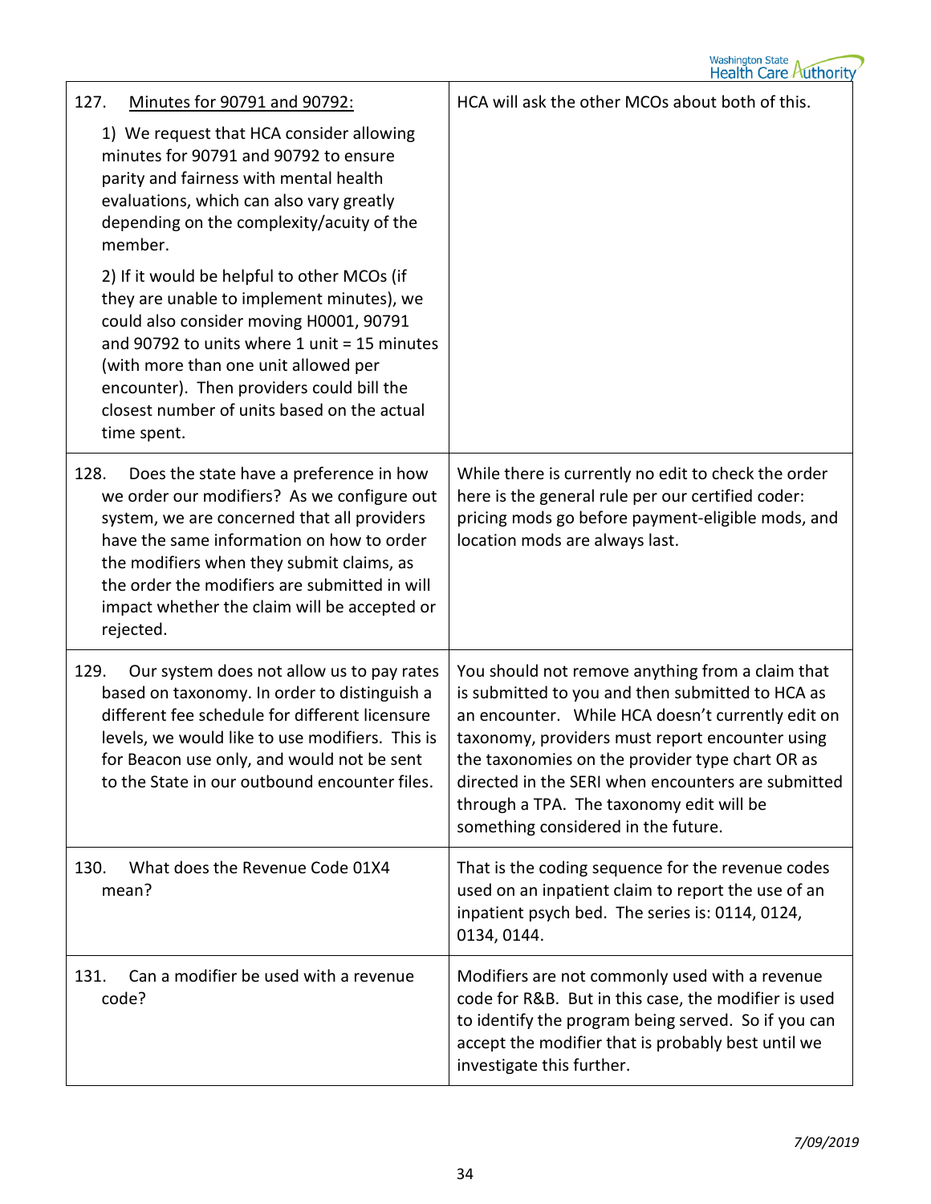| | |
|---|---|
| 127. <u>Minutes for 90791 and 90792:</u><br><br>1) We request that HCA consider allowing minutes for 90791 and 90792 to ensure parity and fairness with mental health evaluations, which can also vary greatly depending on the complexity/acuity of the member.<br><br>2) If it would be helpful to other MCOs (if they are unable to implement minutes), we could also consider moving H0001, 90791 and 90792 to units where 1 unit = 15 minutes (with more than one unit allowed per encounter). Then providers could bill the closest number of units based on the actual time spent. | HCA will ask the other MCOs about both of this. |
| 128. Does the state have a preference in how we order our modifiers? As we configure out system, we are concerned that all providers have the same information on how to order the modifiers when they submit claims, as the order the modifiers are submitted in will impact whether the claim will be accepted or rejected. | While there is currently no edit to check the order here is the general rule per our certified coder: pricing mods go before payment-eligible mods, and location mods are always last. |
| 129. Our system does not allow us to pay rates based on taxonomy. In order to distinguish a different fee schedule for different licensure levels, we would like to use modifiers. This is for Beacon use only, and would not be sent to the State in our outbound encounter files. | You should not remove anything from a claim that is submitted to you and then submitted to HCA as an encounter. While HCA doesn't currently edit on taxonomy, providers must report encounter using the taxonomies on the provider type chart OR as directed in the SERI when encounters are submitted through a TPA. The taxonomy edit will be something considered in the future. |
| 130. What does the Revenue Code 01X4 mean? | That is the coding sequence for the revenue codes used on an inpatient claim to report the use of an inpatient psych bed. The series is: 0114, 0124, 0134, 0144. |
| 131. Can a modifier be used with a revenue code? | Modifiers are not commonly used with a revenue code for R&B. But in this case, the modifier is used to identify the program being served. So if you can accept the modifier that is probably best until we investigate this further. |

*7/09/2019*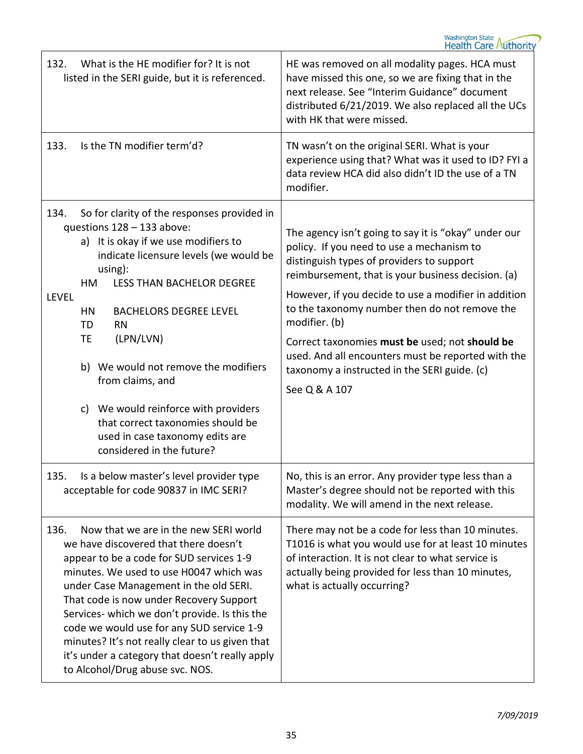| | |
|---|---|
| 132. What is the HE modifier for? It is not listed in the SERI guide, but it is referenced. | HE was removed on all modality pages. HCA must have missed this one, so we are fixing that in the next release. See "Interim Guidance" document distributed 6/21/2019. We also replaced all the UCs with HK that were missed. |
| 133. Is the TN modifier term'd? | TN wasn't on the original SERI. What is your experience using that? What was it used to ID? FYI a data review HCA did also didn't ID the use of a TN modifier. |
| 134. So for clarity of the responses provided in questions 128 – 133 above:<br>a) It is okay if we use modifiers to indicate licensure levels (we would be using):<br>HM LESS THAN BACHELOR DEGREE LEVEL<br>HN BACHELORS DEGREE LEVEL<br>TD RN<br>TE (LPN/LVN)<br>b) We would not remove the modifiers from claims, and<br>c) We would reinforce with providers that correct taxonomies should be used in case taxonomy edits are considered in the future? | The agency isn't going to say it is "okay" under our policy. If you need to use a mechanism to distinguish types of providers to support reimbursement, that is your business decision. (a)<br>However, if you decide to use a modifier in addition to the taxonomy number then do not remove the modifier. (b)<br>Correct taxonomies **must be** used; not **should be** used. And all encounters must be reported with the taxonomy a instructed in the SERI guide. (c)<br>See Q & A 107 |
| 135. Is a below master's level provider type acceptable for code 90837 in IMC SERI? | No, this is an error. Any provider type less than a Master's degree should not be reported with this modality. We will amend in the next release. |
| 136. Now that we are in the new SERI world we have discovered that there doesn't appear to be a code for SUD services 1-9 minutes. We used to use H0047 which was under Case Management in the old SERI. That code is now under Recovery Support Services- which we don't provide. Is this the code we would use for any SUD service 1-9 minutes? It's not really clear to us given that it's under a category that doesn't really apply to Alcohol/Drug abuse svc. NOS. | There may not be a code for less than 10 minutes. T1016 is what you would use for at least 10 minutes of interaction. It is not clear to what service is actually being provided for less than 10 minutes, what is actually occurring? |

*7/09/2019*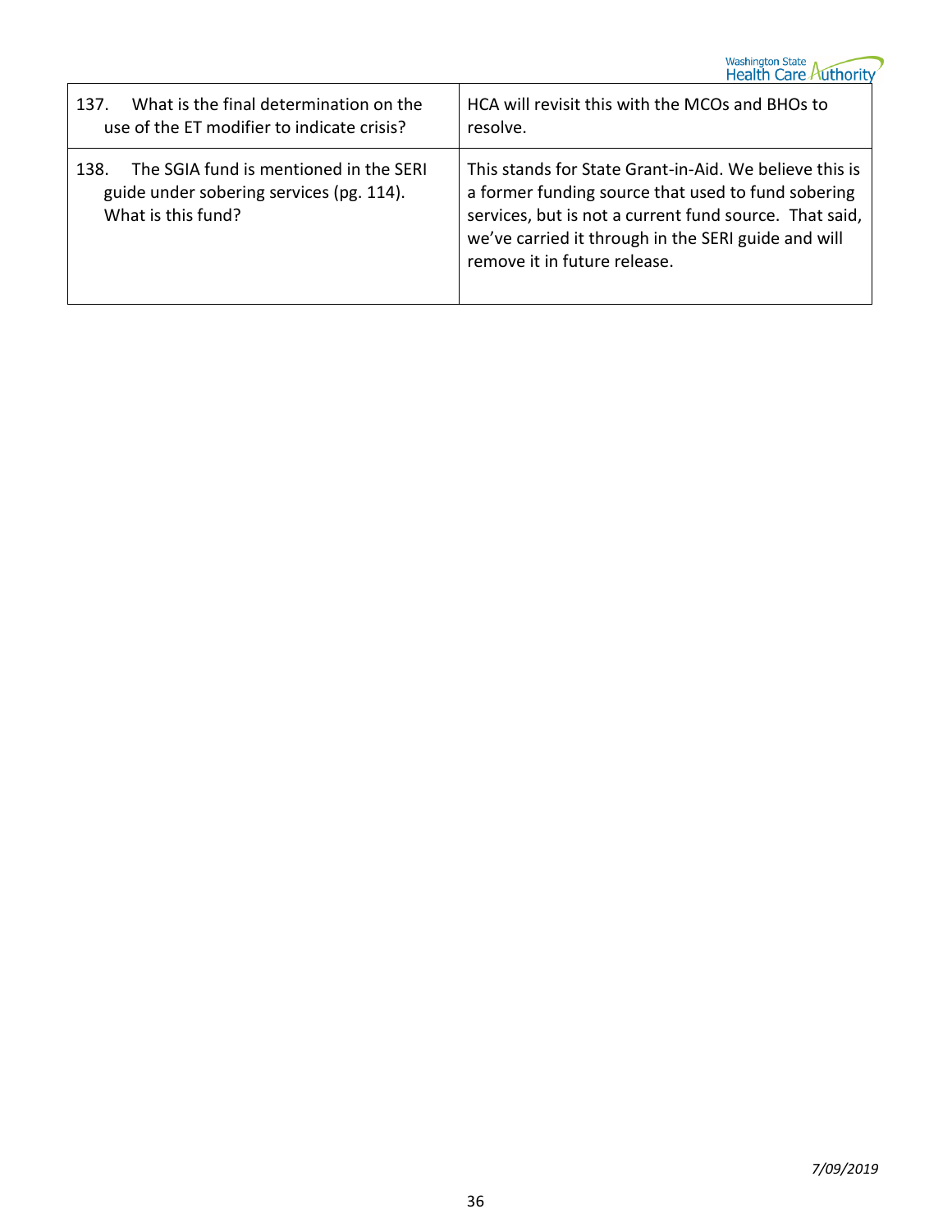| | |
|---|---|
| 137. What is the final determination on the use of the ET modifier to indicate crisis? | HCA will revisit this with the MCOs and BHOs to resolve. |
| 138. The SGIA fund is mentioned in the SERI guide under sobering services (pg. 114). What is this fund? | This stands for State Grant-in-Aid. We believe this is a former funding source that used to fund sobering services, but is not a current fund source. That said, we've carried it through in the SERI guide and will remove it in future release. |

*7/09/2019*